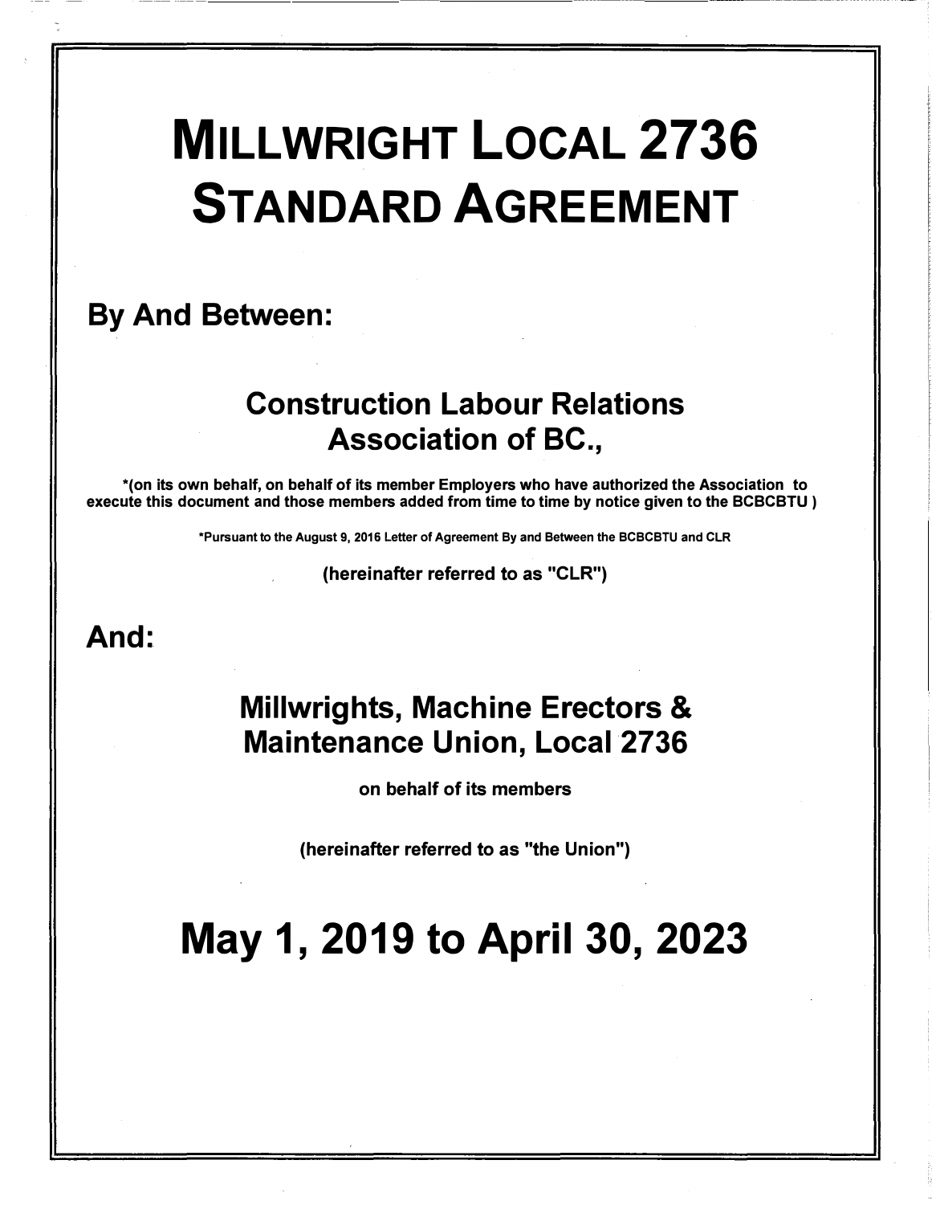# MILLWRIGHT LOCAL 2736 STANDARD AGREEMENT

## By And Between:

### Construction Labour Relations Association of BC.,

**\*(on its own behalf, on behalf of its member Employers who have authorized the Association to execute this document and those members added from time to time by notice given to the BCBCBTU )**

**\*Pursuant to the August 9, 2016 Letter of Agreement By and Between the BCBCBTU and CLR**

**(hereinafter referred to as "CLR")**

## And:

### Millwrights, Machine Erectors & Maintenance Union, Local 2736

**on behalf of its members**

**(hereinafter referred to as "the Union")**

# May 1, 2019 to April 30, 2023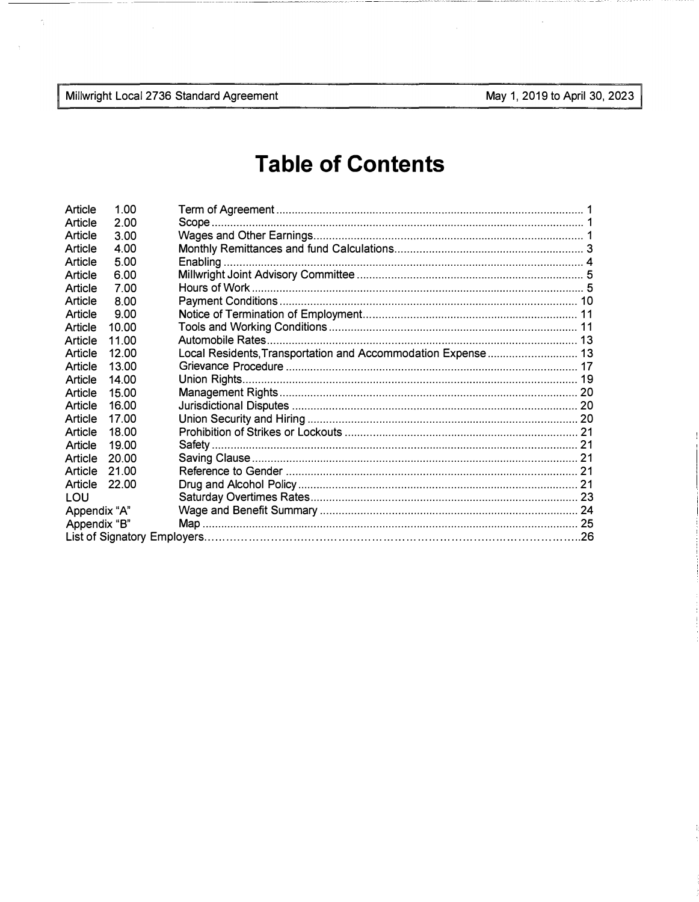# Table of Contents

| | | | |
|---|---|---|---|
| Article | 1.00 | Term of Agreement | 1 |
| Article | 2.00 | Scope | 1 |
| Article | 3.00 | Wages and Other Earnings | 1 |
| Article | 4.00 | Monthly Remittances and fund Calculations | 3 |
| Article | 5.00 | Enabling | 4 |
| Article | 6.00 | Millwright Joint Advisory Committee | 5 |
| Article | 7.00 | Hours of Work | 5 |
| Article | 8.00 | Payment Conditions | 10 |
| Article | 9.00 | Notice of Termination of Employment | 11 |
| Article | 10.00 | Tools and Working Conditions | 11 |
| Article | 11.00 | Automobile Rates | 13 |
| Article | 12.00 | Local Residents,Transportation and Accommodation Expense | 13 |
| Article | 13.00 | Grievance Procedure | 17 |
| Article | 14.00 | Union Rights | 19 |
| Article | 15.00 | Management Rights | 20 |
| Article | 16.00 | Jurisdictional Disputes | 20 |
| Article | 17.00 | Union Security and Hiring | 20 |
| Article | 18.00 | Prohibition of Strikes or Lockouts | 21 |
| Article | 19.00 | Safety | 21 |
| Article | 20.00 | Saving Clause | 21 |
| Article | 21.00 | Reference to Gender | 21 |
| Article | 22.00 | Drug and Alcohol Policy | 21 |
| LOU | | Saturday Overtimes Rates | 23 |
| Appendix "A" | | Wage and Benefit Summary | 24 |
| Appendix "B" | | Map | 25 |
| List of Signatory Employers | | | 26 |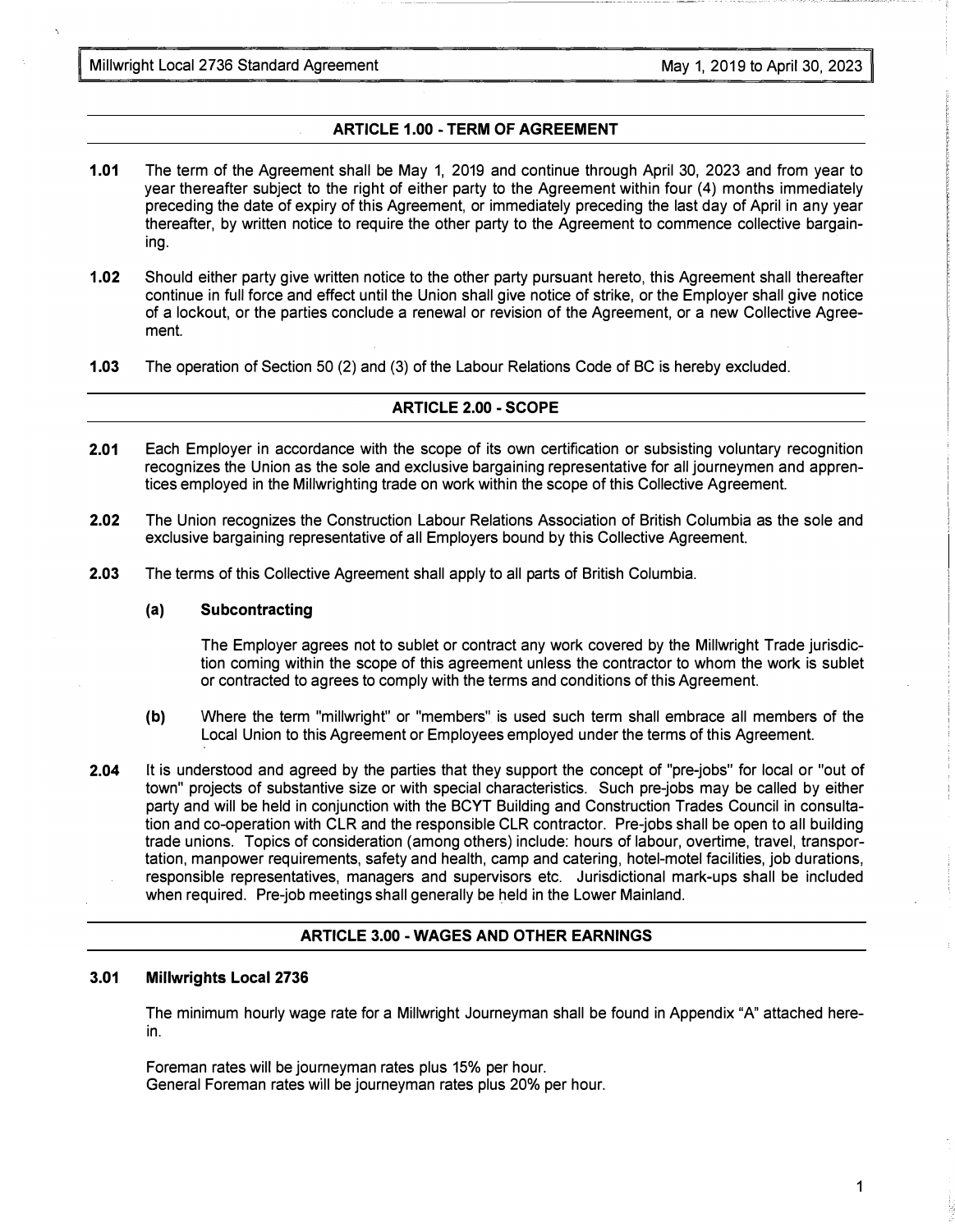## ARTICLE 1.00 - TERM OF AGREEMENT

**1.01** The term of the Agreement shall be May 1, 2019 and continue through April 30, 2023 and from year to year thereafter subject to the right of either party to the Agreement within four (4) months immediately preceding the date of expiry of this Agreement, or immediately preceding the last day of April in any year thereafter, by written notice to require the other party to the Agreement to commence collective bargaining.

**1.02** Should either party give written notice to the other party pursuant hereto, this Agreement shall thereafter continue in full force and effect until the Union shall give notice of strike, or the Employer shall give notice of a lockout, or the parties conclude a renewal or revision of the Agreement, or a new Collective Agreement.

**1.03** The operation of Section 50 (2) and (3) of the Labour Relations Code of BC is hereby excluded.

## ARTICLE 2.00 - SCOPE

**2.01** Each Employer in accordance with the scope of its own certification or subsisting voluntary recognition recognizes the Union as the sole and exclusive bargaining representative for all journeymen and apprentices employed in the Millwrighting trade on work within the scope of this Collective Agreement.

**2.02** The Union recognizes the Construction Labour Relations Association of British Columbia as the sole and exclusive bargaining representative of all Employers bound by this Collective Agreement.

**2.03** The terms of this Collective Agreement shall apply to all parts of British Columbia.

**(a) Subcontracting**

The Employer agrees not to sublet or contract any work covered by the Millwright Trade jurisdiction coming within the scope of this agreement unless the contractor to whom the work is sublet or contracted to agrees to comply with the terms and conditions of this Agreement.

**(b)** Where the term "millwright" or "members" is used such term shall embrace all members of the Local Union to this Agreement or Employees employed under the terms of this Agreement.

**2.04** It is understood and agreed by the parties that they support the concept of "pre-jobs" for local or "out of town" projects of substantive size or with special characteristics. Such pre-jobs may be called by either party and will be held in conjunction with the BCYT Building and Construction Trades Council in consultation and co-operation with CLR and the responsible CLR contractor. Pre-jobs shall be open to all building trade unions. Topics of consideration (among others) include: hours of labour, overtime, travel, transportation, manpower requirements, safety and health, camp and catering, hotel-motel facilities, job durations, responsible representatives, managers and supervisors etc. Jurisdictional mark-ups shall be included when required. Pre-job meetings shall generally be held in the Lower Mainland.

## ARTICLE 3.00 - WAGES AND OTHER EARNINGS

**3.01 Millwrights Local 2736**

The minimum hourly wage rate for a Millwright Journeyman shall be found in Appendix "A" attached herein.

Foreman rates will be journeyman rates plus 15% per hour.
General Foreman rates will be journeyman rates plus 20% per hour.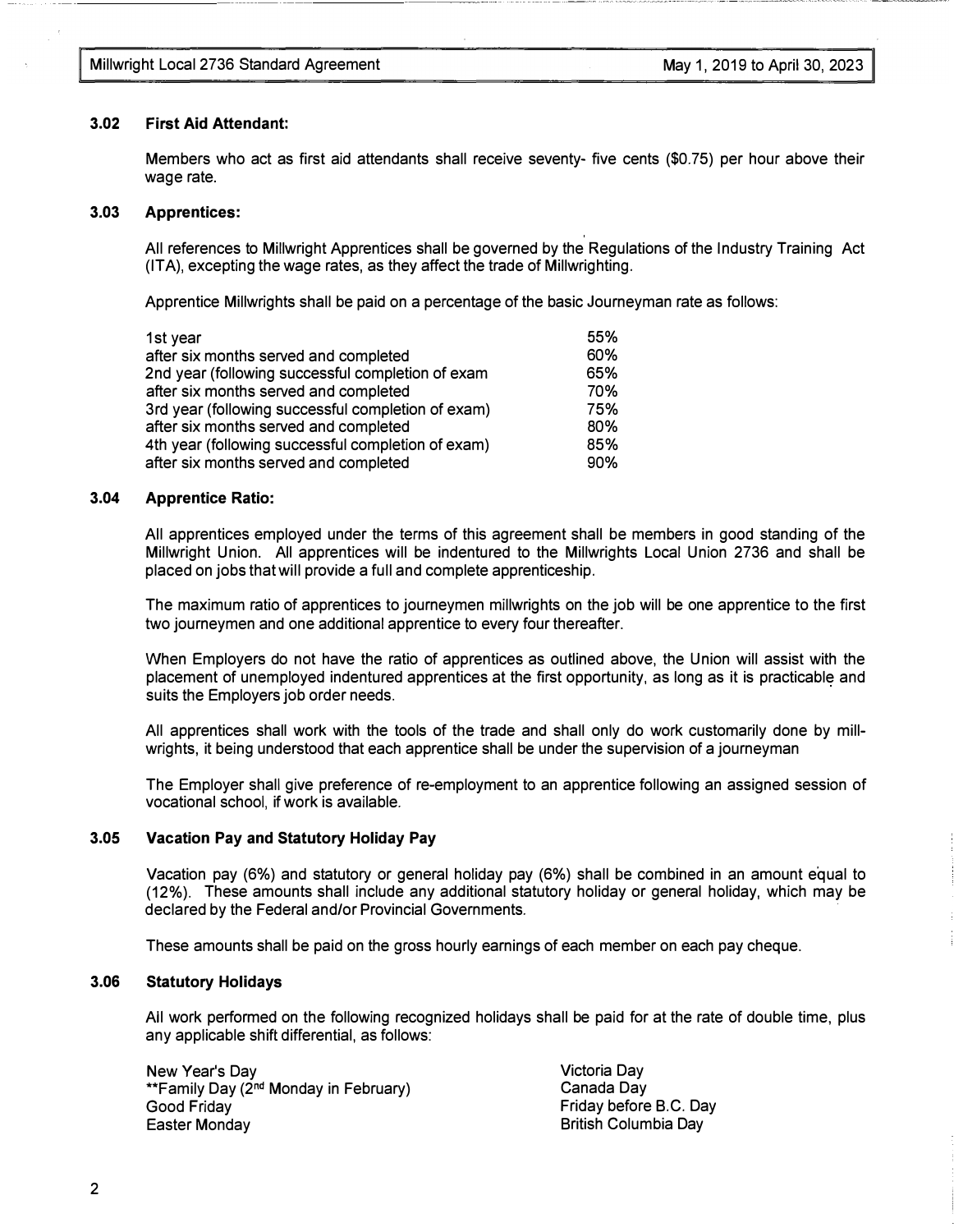### 3.02 First Aid Attendant:

Members who act as first aid attendants shall receive seventy- five cents ($0.75) per hour above their wage rate.

### 3.03 Apprentices:

All references to Millwright Apprentices shall be governed by the Regulations of the Industry Training Act (ITA), excepting the wage rates, as they affect the trade of Millwrighting.

Apprentice Millwrights shall be paid on a percentage of the basic Journeyman rate as follows:

| | |
|---|---|
| 1st year | 55% |
| after six months served and completed | 60% |
| 2nd year (following successful completion of exam | 65% |
| after six months served and completed | 70% |
| 3rd year (following successful completion of exam) | 75% |
| after six months served and completed | 80% |
| 4th year (following successful completion of exam) | 85% |
| after six months served and completed | 90% |

### 3.04 Apprentice Ratio:

All apprentices employed under the terms of this agreement shall be members in good standing of the Millwright Union. All apprentices will be indentured to the Millwrights Local Union 2736 and shall be placed on jobs that will provide a full and complete apprenticeship.

The maximum ratio of apprentices to journeymen millwrights on the job will be one apprentice to the first two journeymen and one additional apprentice to every four thereafter.

When Employers do not have the ratio of apprentices as outlined above, the Union will assist with the placement of unemployed indentured apprentices at the first opportunity, as long as it is practicable and suits the Employers job order needs.

All apprentices shall work with the tools of the trade and shall only do work customarily done by millwrights, it being understood that each apprentice shall be under the supervision of a journeyman

The Employer shall give preference of re-employment to an apprentice following an assigned session of vocational school, if work is available.

### 3.05 Vacation Pay and Statutory Holiday Pay

Vacation pay (6%) and statutory or general holiday pay (6%) shall be combined in an amount equal to (12%). These amounts shall include any additional statutory holiday or general holiday, which may be declared by the Federal and/or Provincial Governments.

These amounts shall be paid on the gross hourly earnings of each member on each pay cheque.

### 3.06 Statutory Holidays

All work performed on the following recognized holidays shall be paid for at the rate of double time, plus any applicable shift differential, as follows:

New Year's Day
**Family Day (2nd Monday in February)
Good Friday
Easter Monday
Victoria Day
Canada Day
Friday before B.C. Day
British Columbia Day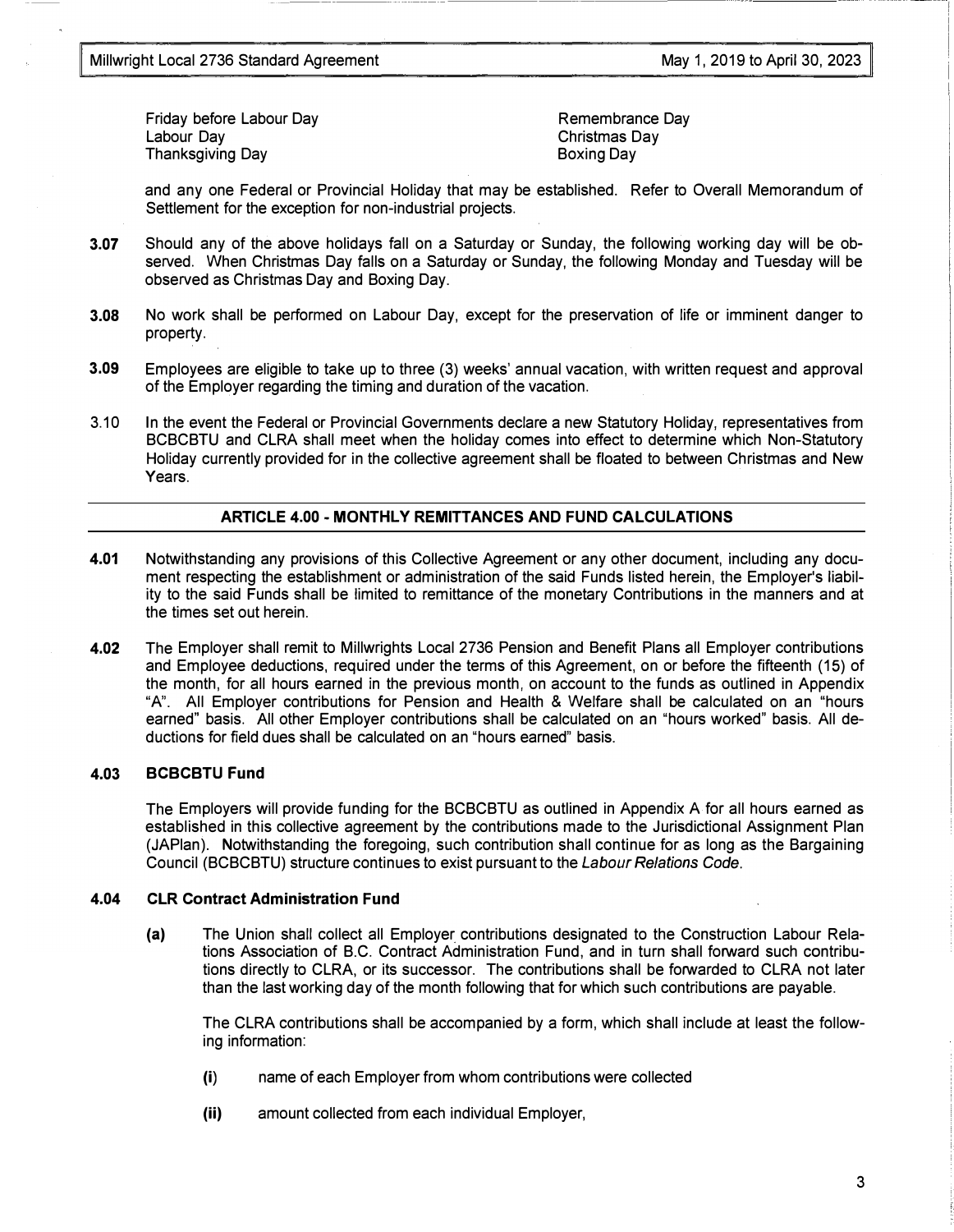Friday before Labour Day
Labour Day
Thanksgiving Day
Remembrance Day
Christmas Day
Boxing Day

and any one Federal or Provincial Holiday that may be established. Refer to Overall Memorandum of Settlement for the exception for non-industrial projects.

**3.07** Should any of the above holidays fall on a Saturday or Sunday, the following working day will be observed. When Christmas Day falls on a Saturday or Sunday, the following Monday and Tuesday will be observed as Christmas Day and Boxing Day.

**3.08** No work shall be performed on Labour Day, except for the preservation of life or imminent danger to property.

**3.09** Employees are eligible to take up to three (3) weeks' annual vacation, with written request and approval of the Employer regarding the timing and duration of the vacation.

3.10 In the event the Federal or Provincial Governments declare a new Statutory Holiday, representatives from BCBCBTU and CLRA shall meet when the holiday comes into effect to determine which Non-Statutory Holiday currently provided for in the collective agreement shall be floated to between Christmas and New Years.

## ARTICLE 4.00 - MONTHLY REMITTANCES AND FUND CALCULATIONS

**4.01** Notwithstanding any provisions of this Collective Agreement or any other document, including any document respecting the establishment or administration of the said Funds listed herein, the Employer's liability to the said Funds shall be limited to remittance of the monetary Contributions in the manners and at the times set out herein.

**4.02** The Employer shall remit to Millwrights Local 2736 Pension and Benefit Plans all Employer contributions and Employee deductions, required under the terms of this Agreement, on or before the fifteenth (15) of the month, for all hours earned in the previous month, on account to the funds as outlined in Appendix "A". All Employer contributions for Pension and Health & Welfare shall be calculated on an "hours earned" basis. All other Employer contributions shall be calculated on an "hours worked" basis. All deductions for field dues shall be calculated on an "hours earned" basis.

### 4.03 BCBCBTU Fund

The Employers will provide funding for the BCBCBTU as outlined in Appendix A for all hours earned as established in this collective agreement by the contributions made to the Jurisdictional Assignment Plan (JAPlan). Notwithstanding the foregoing, such contribution shall continue for as long as the Bargaining Council (BCBCBTU) structure continues to exist pursuant to the *Labour Relations Code*.

### 4.04 CLR Contract Administration Fund

**(a)** The Union shall collect all Employer contributions designated to the Construction Labour Relations Association of B.C. Contract Administration Fund, and in turn shall forward such contributions directly to CLRA, or its successor. The contributions shall be forwarded to CLRA not later than the last working day of the month following that for which such contributions are payable.

The CLRA contributions shall be accompanied by a form, which shall include at least the following information:

**(i)** name of each Employer from whom contributions were collected

**(ii)** amount collected from each individual Employer,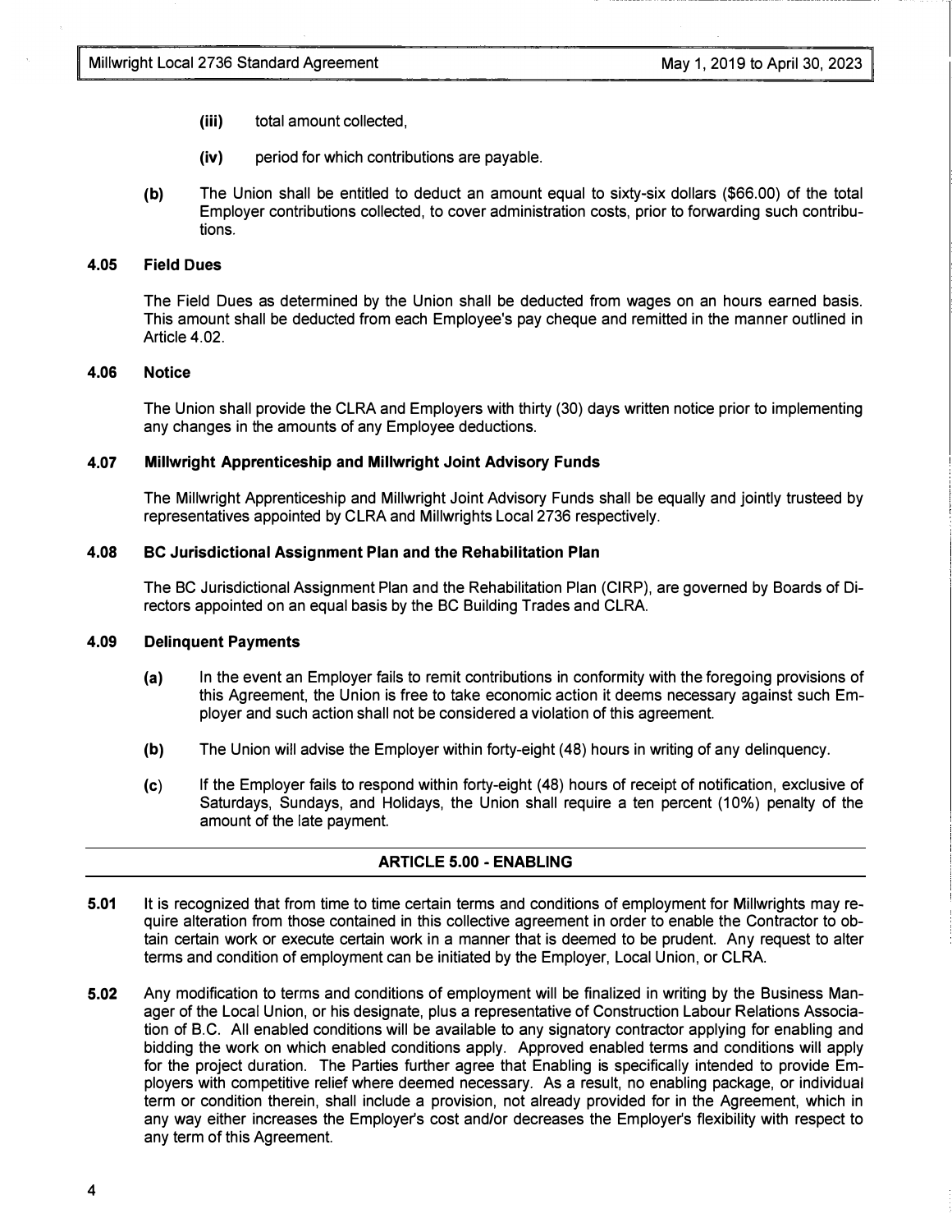- **(iii)** total amount collected,
- **(iv)** period for which contributions are payable.

**(b)** The Union shall be entitled to deduct an amount equal to sixty-six dollars ($66.00) of the total Employer contributions collected, to cover administration costs, prior to forwarding such contributions.

### 4.05 Field Dues

The Field Dues as determined by the Union shall be deducted from wages on an hours earned basis. This amount shall be deducted from each Employee's pay cheque and remitted in the manner outlined in Article 4.02.

### 4.06 Notice

The Union shall provide the CLRA and Employers with thirty (30) days written notice prior to implementing any changes in the amounts of any Employee deductions.

### 4.07 Millwright Apprenticeship and Millwright Joint Advisory Funds

The Millwright Apprenticeship and Millwright Joint Advisory Funds shall be equally and jointly trusteed by representatives appointed by CLRA and Millwrights Local 2736 respectively.

### 4.08 BC Jurisdictional Assignment Plan and the Rehabilitation Plan

The BC Jurisdictional Assignment Plan and the Rehabilitation Plan (CIRP), are governed by Boards of Directors appointed on an equal basis by the BC Building Trades and CLRA.

### 4.09 Delinquent Payments

**(a)** In the event an Employer fails to remit contributions in conformity with the foregoing provisions of this Agreement, the Union is free to take economic action it deems necessary against such Employer and such action shall not be considered a violation of this agreement.

**(b)** The Union will advise the Employer within forty-eight (48) hours in writing of any delinquency.

**(c)** If the Employer fails to respond within forty-eight (48) hours of receipt of notification, exclusive of Saturdays, Sundays, and Holidays, the Union shall require a ten percent (10%) penalty of the amount of the late payment.

## ARTICLE 5.00 - ENABLING

**5.01** It is recognized that from time to time certain terms and conditions of employment for Millwrights may require alteration from those contained in this collective agreement in order to enable the Contractor to obtain certain work or execute certain work in a manner that is deemed to be prudent. Any request to alter terms and condition of employment can be initiated by the Employer, Local Union, or CLRA.

**5.02** Any modification to terms and conditions of employment will be finalized in writing by the Business Manager of the Local Union, or his designate, plus a representative of Construction Labour Relations Association of B.C. All enabled conditions will be available to any signatory contractor applying for enabling and bidding the work on which enabled conditions apply. Approved enabled terms and conditions will apply for the project duration. The Parties further agree that Enabling is specifically intended to provide Employers with competitive relief where deemed necessary. As a result, no enabling package, or individual term or condition therein, shall include a provision, not already provided for in the Agreement, which in any way either increases the Employer's cost and/or decreases the Employer's flexibility with respect to any term of this Agreement.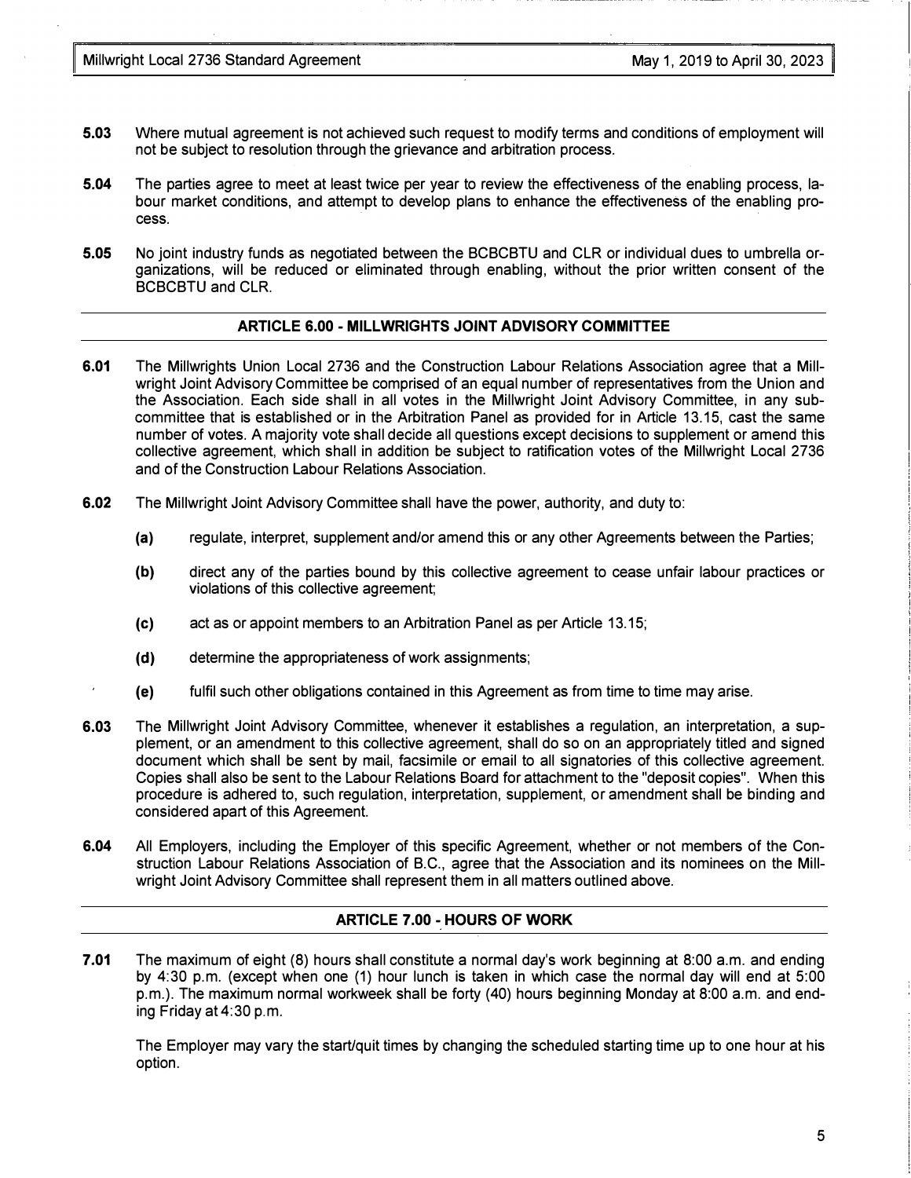**5.03** Where mutual agreement is not achieved such request to modify terms and conditions of employment will not be subject to resolution through the grievance and arbitration process.

**5.04** The parties agree to meet at least twice per year to review the effectiveness of the enabling process, labour market conditions, and attempt to develop plans to enhance the effectiveness of the enabling process.

**5.05** No joint industry funds as negotiated between the BCBCBTU and CLR or individual dues to umbrella organizations, will be reduced or eliminated through enabling, without the prior written consent of the BCBCBTU and CLR.

## ARTICLE 6.00 - MILLWRIGHTS JOINT ADVISORY COMMITTEE

**6.01** The Millwrights Union Local 2736 and the Construction Labour Relations Association agree that a Millwright Joint Advisory Committee be comprised of an equal number of representatives from the Union and the Association. Each side shall in all votes in the Millwright Joint Advisory Committee, in any subcommittee that is established or in the Arbitration Panel as provided for in Article 13.15, cast the same number of votes. A majority vote shall decide all questions except decisions to supplement or amend this collective agreement, which shall in addition be subject to ratification votes of the Millwright Local 2736 and of the Construction Labour Relations Association.

**6.02** The Millwright Joint Advisory Committee shall have the power, authority, and duty to:

- **(a)** regulate, interpret, supplement and/or amend this or any other Agreements between the Parties;
- **(b)** direct any of the parties bound by this collective agreement to cease unfair labour practices or violations of this collective agreement;
- **(c)** act as or appoint members to an Arbitration Panel as per Article 13.15;
- **(d)** determine the appropriateness of work assignments;
- **(e)** fulfil such other obligations contained in this Agreement as from time to time may arise.

**6.03** The Millwright Joint Advisory Committee, whenever it establishes a regulation, an interpretation, a supplement, or an amendment to this collective agreement, shall do so on an appropriately titled and signed document which shall be sent by mail, facsimile or email to all signatories of this collective agreement. Copies shall also be sent to the Labour Relations Board for attachment to the "deposit copies". When this procedure is adhered to, such regulation, interpretation, supplement, or amendment shall be binding and considered apart of this Agreement.

**6.04** All Employers, including the Employer of this specific Agreement, whether or not members of the Construction Labour Relations Association of B.C., agree that the Association and its nominees on the Millwright Joint Advisory Committee shall represent them in all matters outlined above.

## ARTICLE 7.00 - HOURS OF WORK

**7.01** The maximum of eight (8) hours shall constitute a normal day's work beginning at 8:00 a.m. and ending by 4:30 p.m. (except when one (1) hour lunch is taken in which case the normal day will end at 5:00 p.m.). The maximum normal workweek shall be forty (40) hours beginning Monday at 8:00 a.m. and ending Friday at 4:30 p.m.

The Employer may vary the start/quit times by changing the scheduled starting time up to one hour at his option.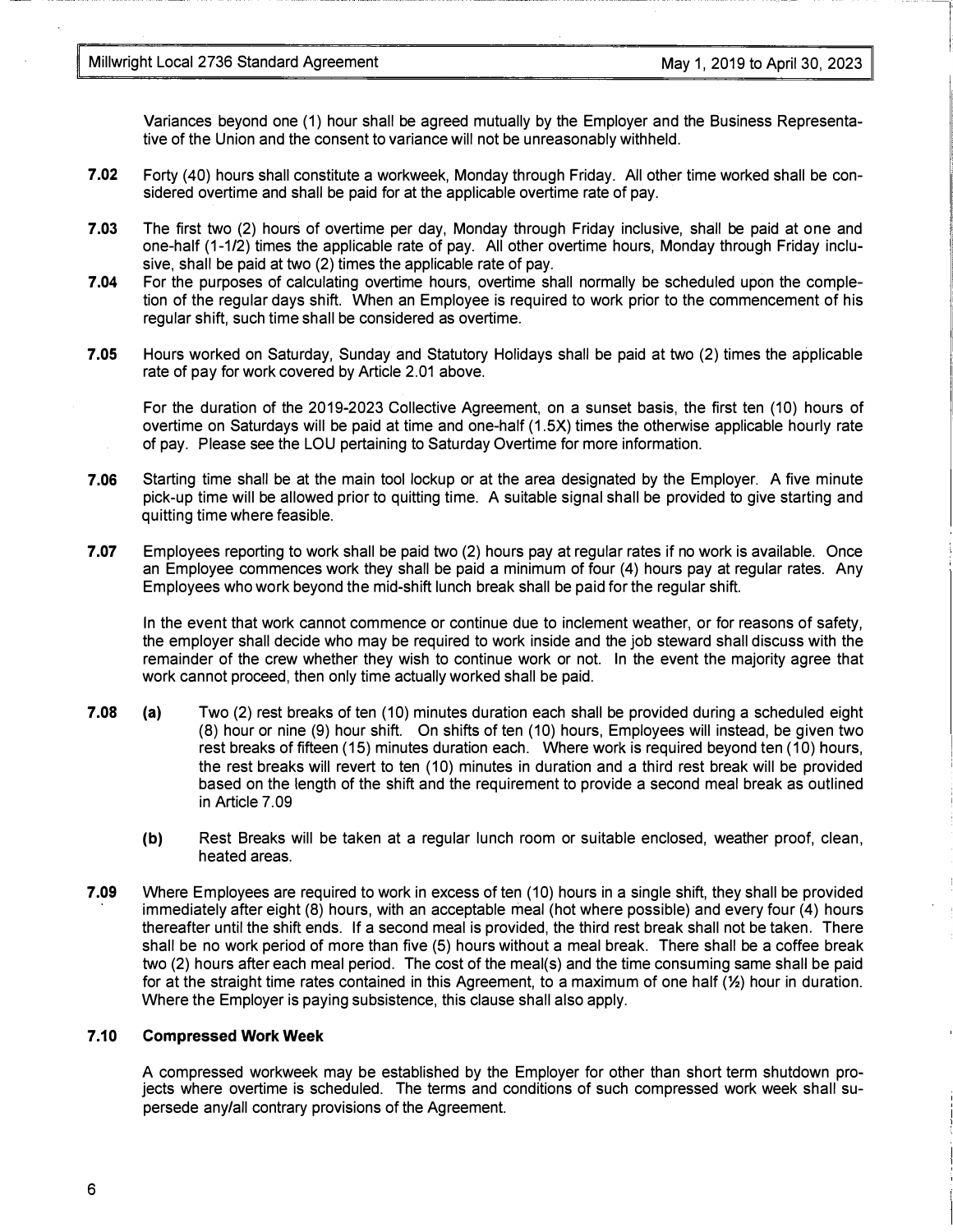Variances beyond one (1) hour shall be agreed mutually by the Employer and the Business Representative of the Union and the consent to variance will not be unreasonably withheld.

**7.02** Forty (40) hours shall constitute a workweek, Monday through Friday. All other time worked shall be considered overtime and shall be paid for at the applicable overtime rate of pay.

**7.03** The first two (2) hours of overtime per day, Monday through Friday inclusive, shall be paid at one and one-half (1-1/2) times the applicable rate of pay. All other overtime hours, Monday through Friday inclusive, shall be paid at two (2) times the applicable rate of pay.

**7.04** For the purposes of calculating overtime hours, overtime shall normally be scheduled upon the completion of the regular days shift. When an Employee is required to work prior to the commencement of his regular shift, such time shall be considered as overtime.

**7.05** Hours worked on Saturday, Sunday and Statutory Holidays shall be paid at two (2) times the applicable rate of pay for work covered by Article 2.01 above.

For the duration of the 2019-2023 Collective Agreement, on a sunset basis, the first ten (10) hours of overtime on Saturdays will be paid at time and one-half (1.5X) times the otherwise applicable hourly rate of pay. Please see the LOU pertaining to Saturday Overtime for more information.

**7.06** Starting time shall be at the main tool lockup or at the area designated by the Employer. A five minute pick-up time will be allowed prior to quitting time. A suitable signal shall be provided to give starting and quitting time where feasible.

**7.07** Employees reporting to work shall be paid two (2) hours pay at regular rates if no work is available. Once an Employee commences work they shall be paid a minimum of four (4) hours pay at regular rates. Any Employees who work beyond the mid-shift lunch break shall be paid for the regular shift.

In the event that work cannot commence or continue due to inclement weather, or for reasons of safety, the employer shall decide who may be required to work inside and the job steward shall discuss with the remainder of the crew whether they wish to continue work or not. In the event the majority agree that work cannot proceed, then only time actually worked shall be paid.

**7.08** **(a)** Two (2) rest breaks of ten (10) minutes duration each shall be provided during a scheduled eight (8) hour or nine (9) hour shift. On shifts of ten (10) hours, Employees will instead, be given two rest breaks of fifteen (15) minutes duration each. Where work is required beyond ten (10) hours, the rest breaks will revert to ten (10) minutes in duration and a third rest break will be provided based on the length of the shift and the requirement to provide a second meal break as outlined in Article 7.09

**(b)** Rest Breaks will be taken at a regular lunch room or suitable enclosed, weather proof, clean, heated areas.

**7.09** Where Employees are required to work in excess of ten (10) hours in a single shift, they shall be provided immediately after eight (8) hours, with an acceptable meal (hot where possible) and every four (4) hours thereafter until the shift ends. If a second meal is provided, the third rest break shall not be taken. There shall be no work period of more than five (5) hours without a meal break. There shall be a coffee break two (2) hours after each meal period. The cost of the meal(s) and the time consuming same shall be paid for at the straight time rates contained in this Agreement, to a maximum of one half (½) hour in duration. Where the Employer is paying subsistence, this clause shall also apply.

### 7.10 Compressed Work Week

A compressed workweek may be established by the Employer for other than short term shutdown projects where overtime is scheduled. The terms and conditions of such compressed work week shall supersede any/all contrary provisions of the Agreement.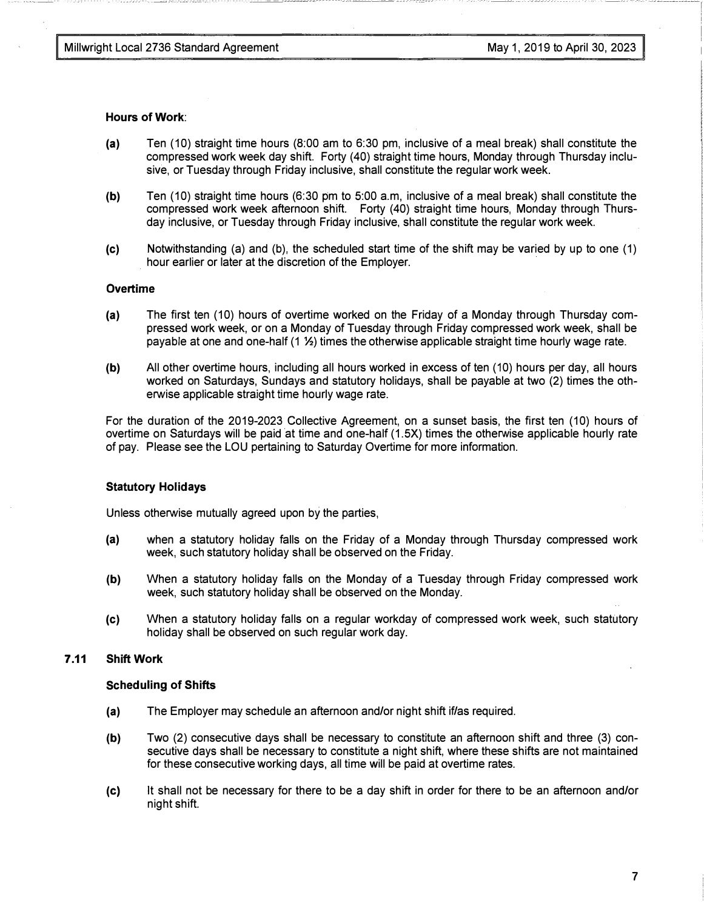**Hours of Work**:

**(a)** Ten (10) straight time hours (8:00 am to 6:30 pm, inclusive of a meal break) shall constitute the compressed work week day shift. Forty (40) straight time hours, Monday through Thursday inclusive, or Tuesday through Friday inclusive, shall constitute the regular work week.

**(b)** Ten (10) straight time hours (6:30 pm to 5:00 a.m, inclusive of a meal break) shall constitute the compressed work week afternoon shift. Forty (40) straight time hours, Monday through Thursday inclusive, or Tuesday through Friday inclusive, shall constitute the regular work week.

**(c)** Notwithstanding (a) and (b), the scheduled start time of the shift may be varied by up to one (1) hour earlier or later at the discretion of the Employer.

**Overtime**

**(a)** The first ten (10) hours of overtime worked on the Friday of a Monday through Thursday compressed work week, or on a Monday of Tuesday through Friday compressed work week, shall be payable at one and one-half (1 ½) times the otherwise applicable straight time hourly wage rate.

**(b)** All other overtime hours, including all hours worked in excess of ten (10) hours per day, all hours worked on Saturdays, Sundays and statutory holidays, shall be payable at two (2) times the otherwise applicable straight time hourly wage rate.

For the duration of the 2019-2023 Collective Agreement, on a sunset basis, the first ten (10) hours of overtime on Saturdays will be paid at time and one-half (1.5X) times the otherwise applicable hourly rate of pay. Please see the LOU pertaining to Saturday Overtime for more information.

**Statutory Holidays**

Unless otherwise mutually agreed upon by the parties,

**(a)** when a statutory holiday falls on the Friday of a Monday through Thursday compressed work week, such statutory holiday shall be observed on the Friday.

**(b)** When a statutory holiday falls on the Monday of a Tuesday through Friday compressed work week, such statutory holiday shall be observed on the Monday.

**(c)** When a statutory holiday falls on a regular workday of compressed work week, such statutory holiday shall be observed on such regular work day.

## 7.11 Shift Work

**Scheduling of Shifts**

**(a)** The Employer may schedule an afternoon and/or night shift if/as required.

**(b)** Two (2) consecutive days shall be necessary to constitute an afternoon shift and three (3) consecutive days shall be necessary to constitute a night shift, where these shifts are not maintained for these consecutive working days, all time will be paid at overtime rates.

**(c)** It shall not be necessary for there to be a day shift in order for there to be an afternoon and/or night shift.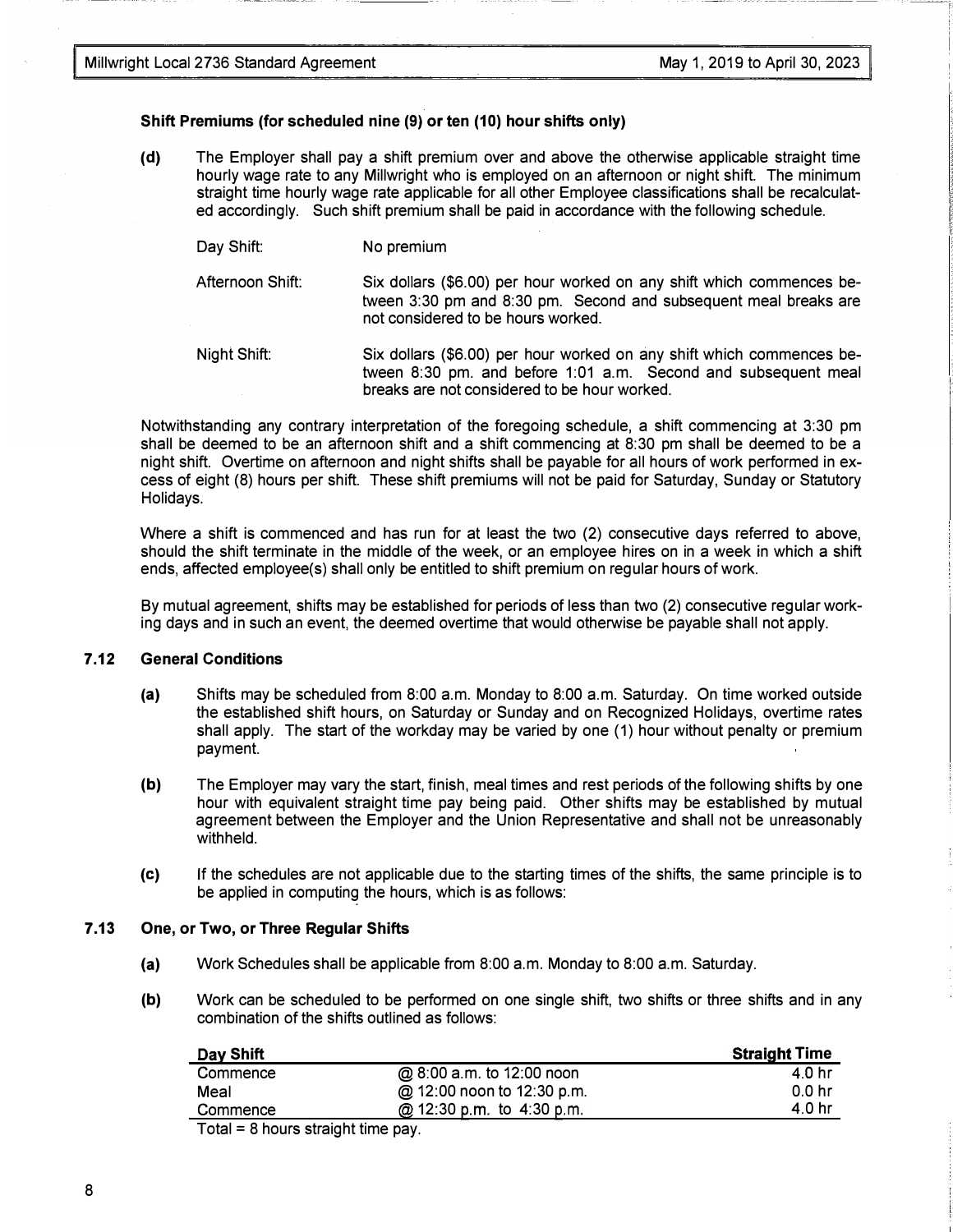**Shift Premiums (for scheduled nine (9) or ten (10) hour shifts only)**

**(d)** The Employer shall pay a shift premium over and above the otherwise applicable straight time hourly wage rate to any Millwright who is employed on an afternoon or night shift. The minimum straight time hourly wage rate applicable for all other Employee classifications shall be recalculated accordingly. Such shift premium shall be paid in accordance with the following schedule.

Day Shift: No premium

Afternoon Shift: Six dollars ($6.00) per hour worked on any shift which commences between 3:30 pm and 8:30 pm. Second and subsequent meal breaks are not considered to be hours worked.

Night Shift: Six dollars ($6.00) per hour worked on any shift which commences between 8:30 pm. and before 1:01 a.m. Second and subsequent meal breaks are not considered to be hour worked.

Notwithstanding any contrary interpretation of the foregoing schedule, a shift commencing at 3:30 pm shall be deemed to be an afternoon shift and a shift commencing at 8:30 pm shall be deemed to be a night shift. Overtime on afternoon and night shifts shall be payable for all hours of work performed in excess of eight (8) hours per shift. These shift premiums will not be paid for Saturday, Sunday or Statutory Holidays.

Where a shift is commenced and has run for at least the two (2) consecutive days referred to above, should the shift terminate in the middle of the week, or an employee hires on in a week in which a shift ends, affected employee(s) shall only be entitled to shift premium on regular hours of work.

By mutual agreement, shifts may be established for periods of less than two (2) consecutive regular working days and in such an event, the deemed overtime that would otherwise be payable shall not apply.

### 7.12 General Conditions

**(a)** Shifts may be scheduled from 8:00 a.m. Monday to 8:00 a.m. Saturday. On time worked outside the established shift hours, on Saturday or Sunday and on Recognized Holidays, overtime rates shall apply. The start of the workday may be varied by one (1) hour without penalty or premium payment.

**(b)** The Employer may vary the start, finish, meal times and rest periods of the following shifts by one hour with equivalent straight time pay being paid. Other shifts may be established by mutual agreement between the Employer and the Union Representative and shall not be unreasonably withheld.

**(c)** If the schedules are not applicable due to the starting times of the shifts, the same principle is to be applied in computing the hours, which is as follows:

### 7.13 One, or Two, or Three Regular Shifts

**(a)** Work Schedules shall be applicable from 8:00 a.m. Monday to 8:00 a.m. Saturday.

**(b)** Work can be scheduled to be performed on one single shift, two shifts or three shifts and in any combination of the shifts outlined as follows:

| **Day Shift** | | **Straight Time** |
|---|---|---|
| Commence | @ 8:00 a.m. to 12:00 noon | 4.0 hr |
| Meal | @ 12:00 noon to 12:30 p.m. | 0.0 hr |
| Commence | @ 12:30 p.m. to 4:30 p.m. | 4.0 hr |

Total = 8 hours straight time pay.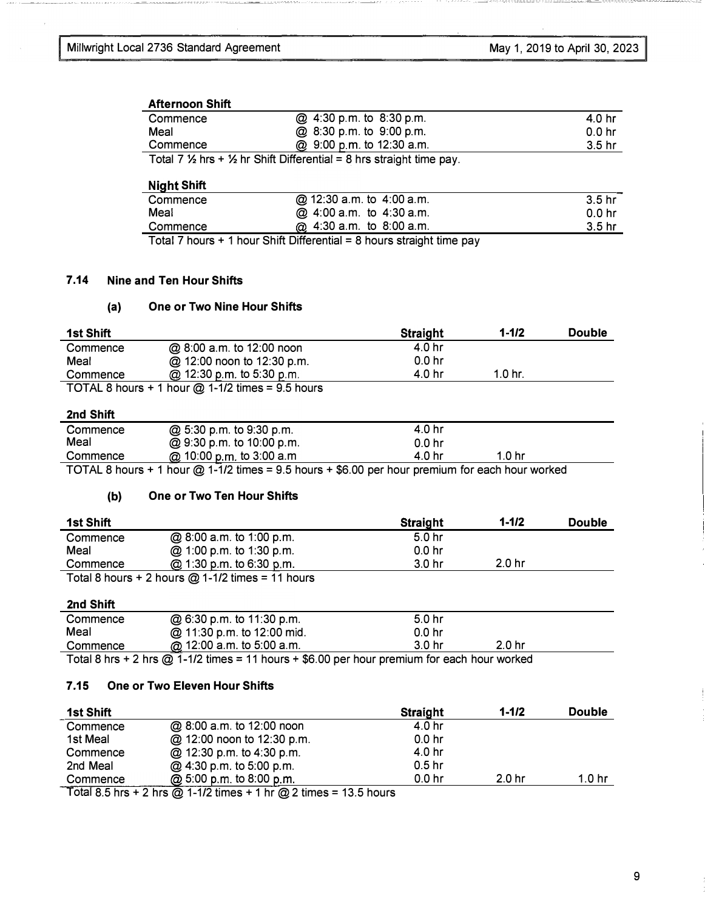**Afternoon Shift**

| | | |
|---|---|---|
| Commence | @ 4:30 p.m. to 8:30 p.m. | 4.0 hr |
| Meal | @ 8:30 p.m. to 9:00 p.m. | 0.0 hr |
| Commence | @ 9:00 p.m. to 12:30 a.m. | 3.5 hr |

Total 7 ½ hrs + ½ hr Shift Differential = 8 hrs straight time pay.

**Night Shift**

| | | |
|---|---|---|
| Commence | @ 12:30 a.m. to 4:00 a.m. | 3.5 hr |
| Meal | @ 4:00 a.m. to 4:30 a.m. | 0.0 hr |
| Commence | @ 4:30 a.m. to 8:00 a.m. | 3.5 hr |

Total 7 hours + 1 hour Shift Differential = 8 hours straight time pay

## 7.14 Nine and Ten Hour Shifts

### (a) One or Two Nine Hour Shifts

| **1st Shift** | | **Straight** | **1-1/2** | **Double** |
|---|---|---|---|---|
| Commence | @ 8:00 a.m. to 12:00 noon | 4.0 hr | | |
| Meal | @ 12:00 noon to 12:30 p.m. | 0.0 hr | | |
| Commence | @ 12:30 p.m. to 5:30 p.m. | 4.0 hr | 1.0 hr. | |

TOTAL 8 hours + 1 hour @ 1-1/2 times = 9.5 hours

| **2nd Shift** | | | | |
|---|---|---|---|---|
| Commence | @ 5:30 p.m. to 9:30 p.m. | 4.0 hr | | |
| Meal | @ 9:30 p.m. to 10:00 p.m. | 0.0 hr | | |
| Commence | @ 10:00 p.m. to 3:00 a.m | 4.0 hr | 1.0 hr | |

TOTAL 8 hours + 1 hour @ 1-1/2 times = 9.5 hours + $6.00 per hour premium for each hour worked

### (b) One or Two Ten Hour Shifts

| **1st Shift** | | **Straight** | **1-1/2** | **Double** |
|---|---|---|---|---|
| Commence | @ 8:00 a.m. to 1:00 p.m. | 5.0 hr | | |
| Meal | @ 1:00 p.m. to 1:30 p.m. | 0.0 hr | | |
| Commence | @ 1:30 p.m. to 6:30 p.m. | 3.0 hr | 2.0 hr | |

Total 8 hours + 2 hours @ 1-1/2 times = 11 hours

| **2nd Shift** | | | | |
|---|---|---|---|---|
| Commence | @ 6:30 p.m. to 11:30 p.m. | 5.0 hr | | |
| Meal | @ 11:30 p.m. to 12:00 mid. | 0.0 hr | | |
| Commence | @ 12:00 a.m. to 5:00 a.m. | 3.0 hr | 2.0 hr | |

Total 8 hrs + 2 hrs @ 1-1/2 times = 11 hours + $6.00 per hour premium for each hour worked

## 7.15 One or Two Eleven Hour Shifts

| **1st Shift** | | **Straight** | **1-1/2** | **Double** |
|---|---|---|---|---|
| Commence | @ 8:00 a.m. to 12:00 noon | 4.0 hr | | |
| 1st Meal | @ 12:00 noon to 12:30 p.m. | 0.0 hr | | |
| Commence | @ 12:30 p.m. to 4:30 p.m. | 4.0 hr | | |
| 2nd Meal | @ 4:30 p.m. to 5:00 p.m. | 0.5 hr | | |
| Commence | @ 5:00 p.m. to 8:00 p.m. | 0.0 hr | 2.0 hr | 1.0 hr |

Total 8.5 hrs + 2 hrs @ 1-1/2 times + 1 hr @ 2 times = 13.5 hours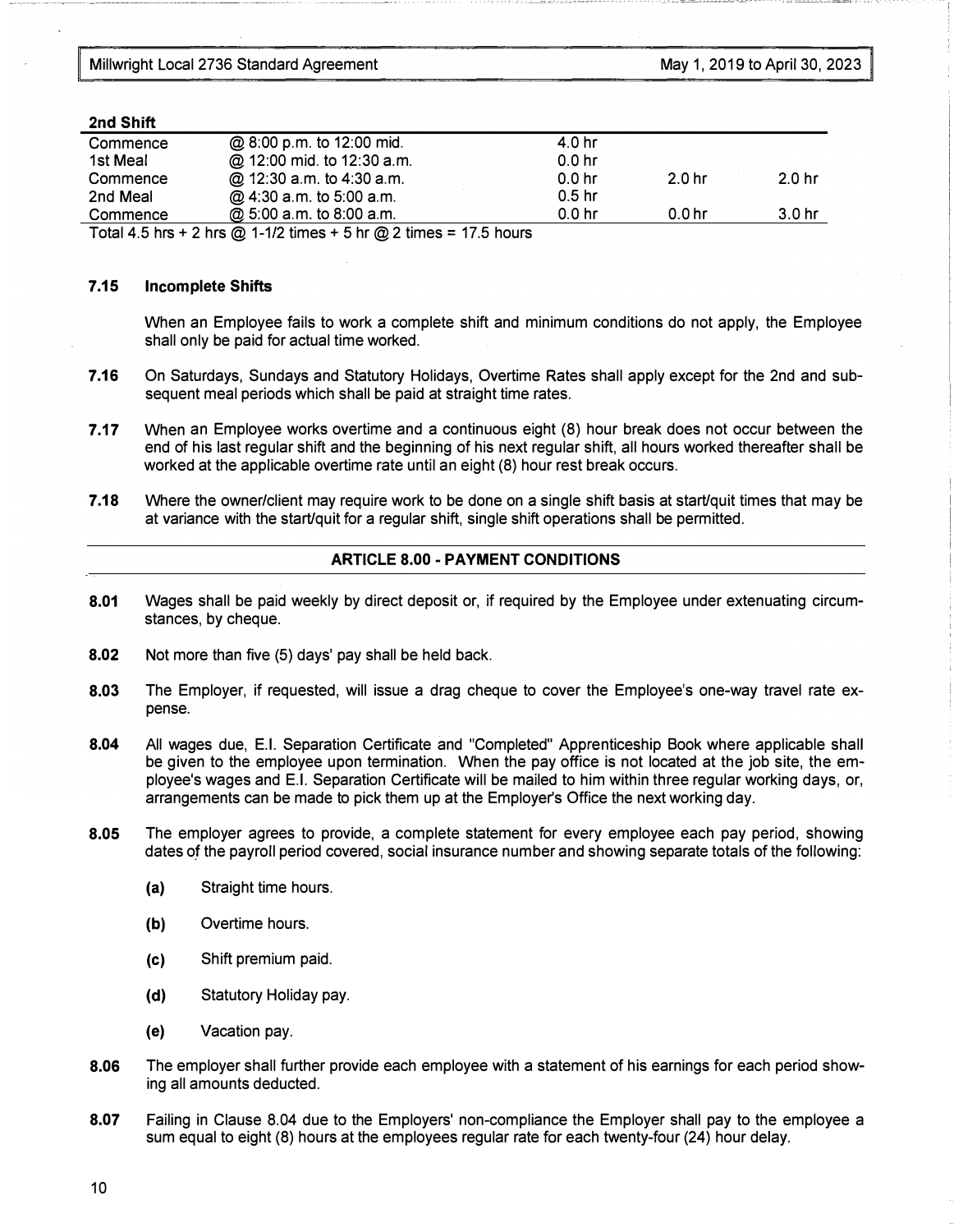**2nd Shift**

| | | | | |
|---|---|---|---|---|
| Commence | @ 8:00 p.m. to 12:00 mid. | 4.0 hr | | |
| 1st Meal | @ 12:00 mid. to 12:30 a.m. | 0.0 hr | | |
| Commence | @ 12:30 a.m. to 4:30 a.m. | 0.0 hr | 2.0 hr | 2.0 hr |
| 2nd Meal | @ 4:30 a.m. to 5:00 a.m. | 0.5 hr | | |
| Commence | @ 5:00 a.m. to 8:00 a.m. | 0.0 hr | 0.0 hr | 3.0 hr |

Total 4.5 hrs + 2 hrs @ 1-1/2 times + 5 hr @ 2 times = 17.5 hours

**7.15 Incomplete Shifts**

When an Employee fails to work a complete shift and minimum conditions do not apply, the Employee shall only be paid for actual time worked.

**7.16** On Saturdays, Sundays and Statutory Holidays, Overtime Rates shall apply except for the 2nd and subsequent meal periods which shall be paid at straight time rates.

**7.17** When an Employee works overtime and a continuous eight (8) hour break does not occur between the end of his last regular shift and the beginning of his next regular shift, all hours worked thereafter shall be worked at the applicable overtime rate until an eight (8) hour rest break occurs.

**7.18** Where the owner/client may require work to be done on a single shift basis at start/quit times that may be at variance with the start/quit for a regular shift, single shift operations shall be permitted.

## ARTICLE 8.00 - PAYMENT CONDITIONS

**8.01** Wages shall be paid weekly by direct deposit or, if required by the Employee under extenuating circumstances, by cheque.

**8.02** Not more than five (5) days' pay shall be held back.

**8.03** The Employer, if requested, will issue a drag cheque to cover the Employee's one-way travel rate expense.

**8.04** All wages due, E.I. Separation Certificate and "Completed" Apprenticeship Book where applicable shall be given to the employee upon termination. When the pay office is not located at the job site, the employee's wages and E.I. Separation Certificate will be mailed to him within three regular working days, or, arrangements can be made to pick them up at the Employer's Office the next working day.

**8.05** The employer agrees to provide, a complete statement for every employee each pay period, showing dates of the payroll period covered, social insurance number and showing separate totals of the following:

- **(a)** Straight time hours.
- **(b)** Overtime hours.
- **(c)** Shift premium paid.
- **(d)** Statutory Holiday pay.
- **(e)** Vacation pay.

**8.06** The employer shall further provide each employee with a statement of his earnings for each period showing all amounts deducted.

**8.07** Failing in Clause 8.04 due to the Employers' non-compliance the Employer shall pay to the employee a sum equal to eight (8) hours at the employees regular rate for each twenty-four (24) hour delay.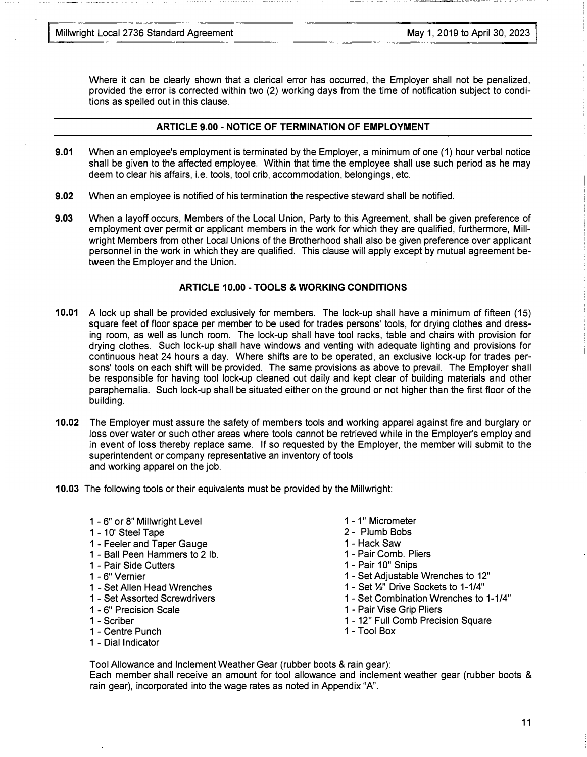Where it can be clearly shown that a clerical error has occurred, the Employer shall not be penalized, provided the error is corrected within two (2) working days from the time of notification subject to conditions as spelled out in this clause.

## ARTICLE 9.00 - NOTICE OF TERMINATION OF EMPLOYMENT

**9.01** When an employee's employment is terminated by the Employer, a minimum of one (1) hour verbal notice shall be given to the affected employee. Within that time the employee shall use such period as he may deem to clear his affairs, i.e. tools, tool crib, accommodation, belongings, etc.

**9.02** When an employee is notified of his termination the respective steward shall be notified.

**9.03** When a layoff occurs, Members of the Local Union, Party to this Agreement, shall be given preference of employment over permit or applicant members in the work for which they are qualified, furthermore, Millwright Members from other Local Unions of the Brotherhood shall also be given preference over applicant personnel in the work in which they are qualified. This clause will apply except by mutual agreement between the Employer and the Union.

## ARTICLE 10.00 - TOOLS & WORKING CONDITIONS

**10.01** A lock up shall be provided exclusively for members. The lock-up shall have a minimum of fifteen (15) square feet of floor space per member to be used for trades persons' tools, for drying clothes and dressing room, as well as lunch room. The lock-up shall have tool racks, table and chairs with provision for drying clothes. Such lock-up shall have windows and venting with adequate lighting and provisions for continuous heat 24 hours a day. Where shifts are to be operated, an exclusive lock-up for trades persons' tools on each shift will be provided. The same provisions as above to prevail. The Employer shall be responsible for having tool lock-up cleaned out daily and kept clear of building materials and other paraphernalia. Such lock-up shall be situated either on the ground or not higher than the first floor of the building.

**10.02** The Employer must assure the safety of members tools and working apparel against fire and burglary or loss over water or such other areas where tools cannot be retrieved while in the Employer's employ and in event of loss thereby replace same. If so requested by the Employer, the member will submit to the superintendent or company representative an inventory of tools and working apparel on the job.

**10.03** The following tools or their equivalents must be provided by the Millwright:

- 1 - 6" or 8" Millwright Level
- 1 - 10' Steel Tape
- 1 - Feeler and Taper Gauge
- 1 - Ball Peen Hammers to 2 lb.
- 1 - Pair Side Cutters
- 1 - 6" Vernier
- 1 - Set Allen Head Wrenches
- 1 - Set Assorted Screwdrivers
- 1 - 6" Precision Scale
- 1 - Scriber
- 1 - Centre Punch
- 1 - Dial Indicator
- 1 - 1" Micrometer
- 2 - Plumb Bobs
- 1 - Hack Saw
- 1 - Pair Comb. Pliers
- 1 - Pair 10" Snips
- 1 - Set Adjustable Wrenches to 12"
- 1 - Set ½" Drive Sockets to 1-1/4"
- 1 - Set Combination Wrenches to 1-1/4"
- 1 - Pair Vise Grip Pliers
- 1 - 12" Full Comb Precision Square
- 1 - Tool Box

Tool Allowance and Inclement Weather Gear (rubber boots & rain gear):
Each member shall receive an amount for tool allowance and inclement weather gear (rubber boots & rain gear), incorporated into the wage rates as noted in Appendix "A".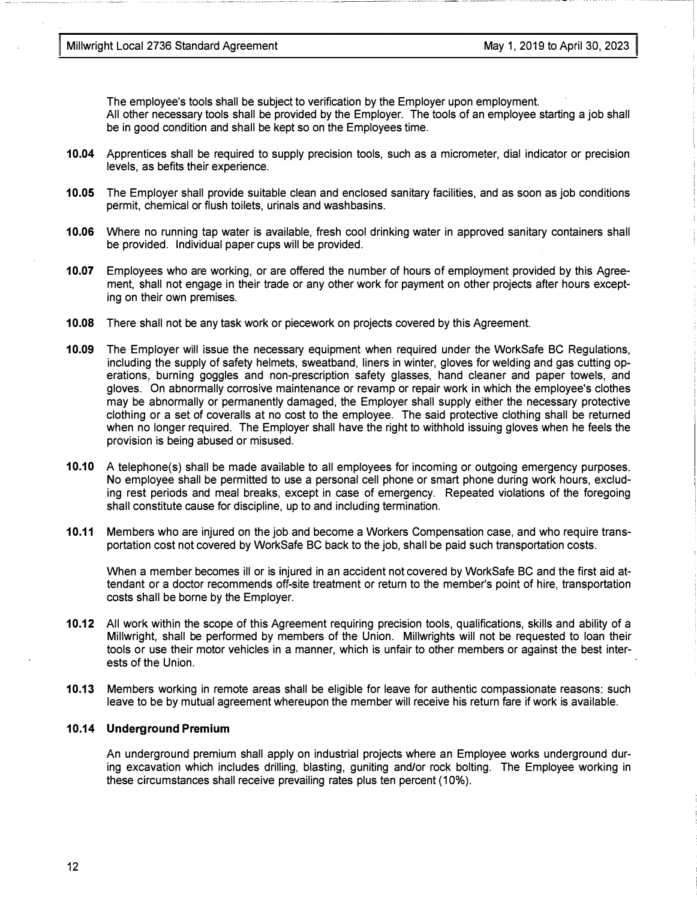The employee's tools shall be subject to verification by the Employer upon employment.
All other necessary tools shall be provided by the Employer. The tools of an employee starting a job shall be in good condition and shall be kept so on the Employees time.

**10.04** Apprentices shall be required to supply precision tools, such as a micrometer, dial indicator or precision levels, as befits their experience.

**10.05** The Employer shall provide suitable clean and enclosed sanitary facilities, and as soon as job conditions permit, chemical or flush toilets, urinals and washbasins.

**10.06** Where no running tap water is available, fresh cool drinking water in approved sanitary containers shall be provided. Individual paper cups will be provided.

**10.07** Employees who are working, or are offered the number of hours of employment provided by this Agreement, shall not engage in their trade or any other work for payment on other projects after hours excepting on their own premises.

**10.08** There shall not be any task work or piecework on projects covered by this Agreement.

**10.09** The Employer will issue the necessary equipment when required under the WorkSafe BC Regulations, including the supply of safety helmets, sweatband, liners in winter, gloves for welding and gas cutting operations, burning goggles and non-prescription safety glasses, hand cleaner and paper towels, and gloves. On abnormally corrosive maintenance or revamp or repair work in which the employee's clothes may be abnormally or permanently damaged, the Employer shall supply either the necessary protective clothing or a set of coveralls at no cost to the employee. The said protective clothing shall be returned when no longer required. The Employer shall have the right to withhold issuing gloves when he feels the provision is being abused or misused.

**10.10** A telephone(s) shall be made available to all employees for incoming or outgoing emergency purposes. No employee shall be permitted to use a personal cell phone or smart phone during work hours, excluding rest periods and meal breaks, except in case of emergency. Repeated violations of the foregoing shall constitute cause for discipline, up to and including termination.

**10.11** Members who are injured on the job and become a Workers Compensation case, and who require transportation cost not covered by WorkSafe BC back to the job, shall be paid such transportation costs.

When a member becomes ill or is injured in an accident not covered by WorkSafe BC and the first aid attendant or a doctor recommends off-site treatment or return to the member's point of hire, transportation costs shall be borne by the Employer.

**10.12** All work within the scope of this Agreement requiring precision tools, qualifications, skills and ability of a Millwright, shall be performed by members of the Union. Millwrights will not be requested to loan their tools or use their motor vehicles in a manner, which is unfair to other members or against the best interests of the Union.

**10.13** Members working in remote areas shall be eligible for leave for authentic compassionate reasons: such leave to be by mutual agreement whereupon the member will receive his return fare if work is available.

### 10.14 Underground Premium

An underground premium shall apply on industrial projects where an Employee works underground during excavation which includes drilling, blasting, guniting and/or rock bolting. The Employee working in these circumstances shall receive prevailing rates plus ten percent (10%).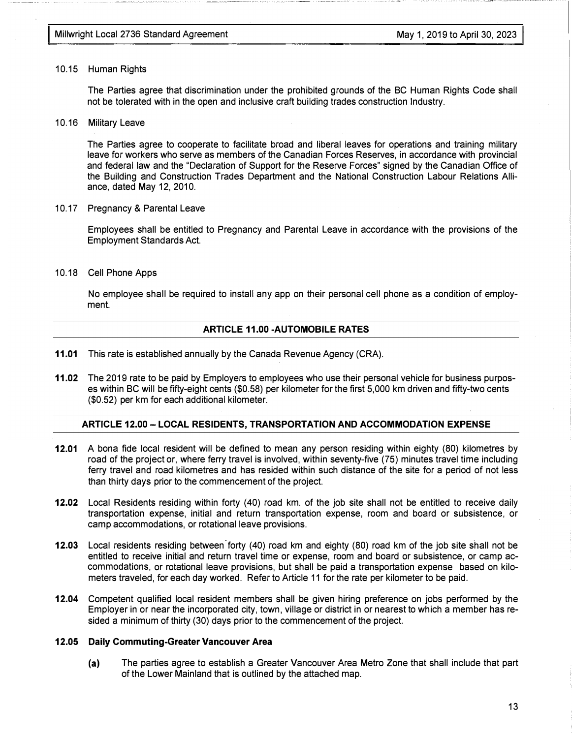10.15 Human Rights

The Parties agree that discrimination under the prohibited grounds of the BC Human Rights Code shall not be tolerated with in the open and inclusive craft building trades construction Industry.

10.16 Military Leave

The Parties agree to cooperate to facilitate broad and liberal leaves for operations and training military leave for workers who serve as members of the Canadian Forces Reserves, in accordance with provincial and federal law and the "Declaration of Support for the Reserve Forces" signed by the Canadian Office of the Building and Construction Trades Department and the National Construction Labour Relations Alliance, dated May 12, 2010.

10.17 Pregnancy & Parental Leave

Employees shall be entitled to Pregnancy and Parental Leave in accordance with the provisions of the Employment Standards Act.

10.18 Cell Phone Apps

No employee shall be required to install any app on their personal cell phone as a condition of employment.

## ARTICLE 11.00 -AUTOMOBILE RATES

**11.01** This rate is established annually by the Canada Revenue Agency (CRA).

**11.02** The 2019 rate to be paid by Employers to employees who use their personal vehicle for business purposes within BC will be fifty-eight cents ($0.58) per kilometer for the first 5,000 km driven and fifty-two cents ($0.52) per km for each additional kilometer.

## ARTICLE 12.00 – LOCAL RESIDENTS, TRANSPORTATION AND ACCOMMODATION EXPENSE

**12.01** A bona fide local resident will be defined to mean any person residing within eighty (80) kilometres by road of the project or, where ferry travel is involved, within seventy-five (75) minutes travel time including ferry travel and road kilometres and has resided within such distance of the site for a period of not less than thirty days prior to the commencement of the project.

**12.02** Local Residents residing within forty (40) road km. of the job site shall not be entitled to receive daily transportation expense, initial and return transportation expense, room and board or subsistence, or camp accommodations, or rotational leave provisions.

**12.03** Local residents residing between forty (40) road km and eighty (80) road km of the job site shall not be entitled to receive initial and return travel time or expense, room and board or subsistence, or camp accommodations, or rotational leave provisions, but shall be paid a transportation expense based on kilometers traveled, for each day worked. Refer to Article 11 for the rate per kilometer to be paid.

**12.04** Competent qualified local resident members shall be given hiring preference on jobs performed by the Employer in or near the incorporated city, town, village or district in or nearest to which a member has resided a minimum of thirty (30) days prior to the commencement of the project.

**12.05 Daily Commuting-Greater Vancouver Area**

**(a)** The parties agree to establish a Greater Vancouver Area Metro Zone that shall include that part of the Lower Mainland that is outlined by the attached map.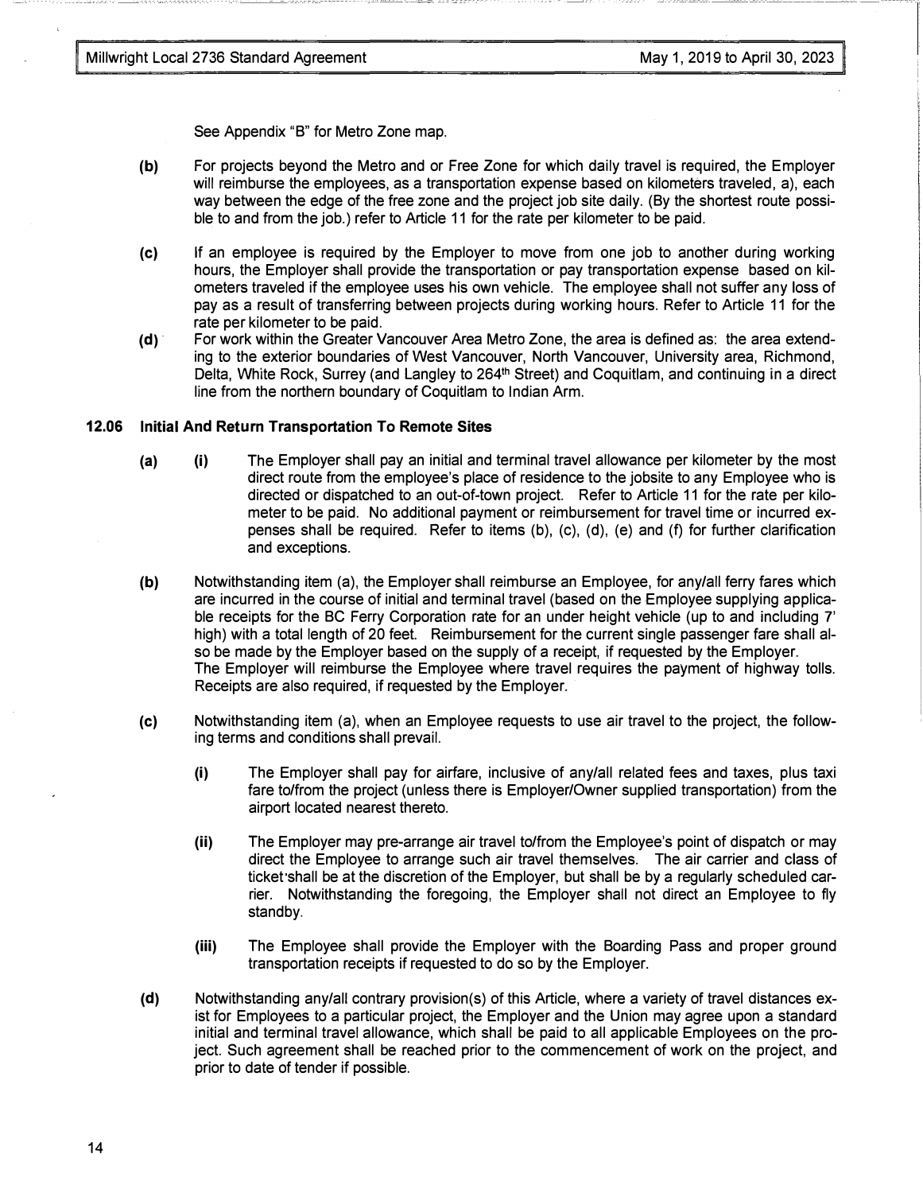See Appendix "B" for Metro Zone map.

**(b)** For projects beyond the Metro and or Free Zone for which daily travel is required, the Employer will reimburse the employees, as a transportation expense based on kilometers traveled, a), each way between the edge of the free zone and the project job site daily. (By the shortest route possible to and from the job.) refer to Article 11 for the rate per kilometer to be paid.

**(c)** If an employee is required by the Employer to move from one job to another during working hours, the Employer shall provide the transportation or pay transportation expense based on kilometers traveled if the employee uses his own vehicle. The employee shall not suffer any loss of pay as a result of transferring between projects during working hours. Refer to Article 11 for the rate per kilometer to be paid.

**(d)** For work within the Greater Vancouver Area Metro Zone, the area is defined as: the area extending to the exterior boundaries of West Vancouver, North Vancouver, University area, Richmond, Delta, White Rock, Surrey (and Langley to 264th Street) and Coquitlam, and continuing in a direct line from the northern boundary of Coquitlam to Indian Arm.

### 12.06 Initial And Return Transportation To Remote Sites

**(a)** **(i)** The Employer shall pay an initial and terminal travel allowance per kilometer by the most direct route from the employee's place of residence to the jobsite to any Employee who is directed or dispatched to an out-of-town project. Refer to Article 11 for the rate per kilometer to be paid. No additional payment or reimbursement for travel time or incurred expenses shall be required. Refer to items (b), (c), (d), (e) and (f) for further clarification and exceptions.

**(b)** Notwithstanding item (a), the Employer shall reimburse an Employee, for any/all ferry fares which are incurred in the course of initial and terminal travel (based on the Employee supplying applicable receipts for the BC Ferry Corporation rate for an under height vehicle (up to and including 7' high) with a total length of 20 feet. Reimbursement for the current single passenger fare shall also be made by the Employer based on the supply of a receipt, if requested by the Employer.
The Employer will reimburse the Employee where travel requires the payment of highway tolls. Receipts are also required, if requested by the Employer.

**(c)** Notwithstanding item (a), when an Employee requests to use air travel to the project, the following terms and conditions shall prevail.

- **(i)** The Employer shall pay for airfare, inclusive of any/all related fees and taxes, plus taxi fare to/from the project (unless there is Employer/Owner supplied transportation) from the airport located nearest thereto.
- **(ii)** The Employer may pre-arrange air travel to/from the Employee's point of dispatch or may direct the Employee to arrange such air travel themselves. The air carrier and class of ticket shall be at the discretion of the Employer, but shall be by a regularly scheduled carrier. Notwithstanding the foregoing, the Employer shall not direct an Employee to fly standby.
- **(iii)** The Employee shall provide the Employer with the Boarding Pass and proper ground transportation receipts if requested to do so by the Employer.

**(d)** Notwithstanding any/all contrary provision(s) of this Article, where a variety of travel distances exist for Employees to a particular project, the Employer and the Union may agree upon a standard initial and terminal travel allowance, which shall be paid to all applicable Employees on the project. Such agreement shall be reached prior to the commencement of work on the project, and prior to date of tender if possible.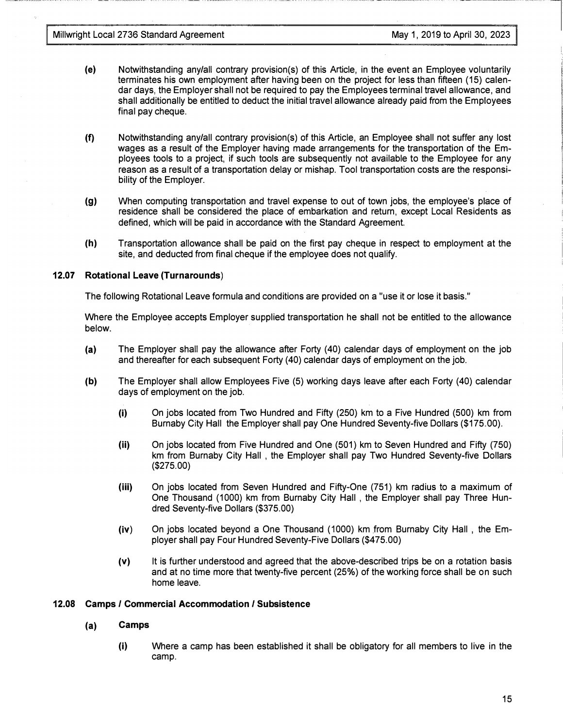**(e)** Notwithstanding any/all contrary provision(s) of this Article, in the event an Employee voluntarily terminates his own employment after having been on the project for less than fifteen (15) calendar days, the Employer shall not be required to pay the Employees terminal travel allowance, and shall additionally be entitled to deduct the initial travel allowance already paid from the Employees final pay cheque.

**(f)** Notwithstanding any/all contrary provision(s) of this Article, an Employee shall not suffer any lost wages as a result of the Employer having made arrangements for the transportation of the Employees tools to a project, if such tools are subsequently not available to the Employee for any reason as a result of a transportation delay or mishap. Tool transportation costs are the responsibility of the Employer.

**(g)** When computing transportation and travel expense to out of town jobs, the employee's place of residence shall be considered the place of embarkation and return, except Local Residents as defined, which will be paid in accordance with the Standard Agreement.

**(h)** Transportation allowance shall be paid on the first pay cheque in respect to employment at the site, and deducted from final cheque if the employee does not qualify.

### 12.07 Rotational Leave (Turnarounds)

The following Rotational Leave formula and conditions are provided on a "use it or lose it basis."

Where the Employee accepts Employer supplied transportation he shall not be entitled to the allowance below.

**(a)** The Employer shall pay the allowance after Forty (40) calendar days of employment on the job and thereafter for each subsequent Forty (40) calendar days of employment on the job.

**(b)** The Employer shall allow Employees Five (5) working days leave after each Forty (40) calendar days of employment on the job.

- **(i)** On jobs located from Two Hundred and Fifty (250) km to a Five Hundred (500) km from Burnaby City Hall the Employer shall pay One Hundred Seventy-five Dollars ($175.00).

- **(ii)** On jobs located from Five Hundred and One (501) km to Seven Hundred and Fifty (750) km from Burnaby City Hall , the Employer shall pay Two Hundred Seventy-five Dollars ($275.00)

- **(iii)** On jobs located from Seven Hundred and Fifty-One (751) km radius to a maximum of One Thousand (1000) km from Burnaby City Hall , the Employer shall pay Three Hundred Seventy-five Dollars ($375.00)

- **(iv)** On jobs located beyond a One Thousand (1000) km from Burnaby City Hall , the Employer shall pay Four Hundred Seventy-Five Dollars ($475.00)

- **(v)** It is further understood and agreed that the above-described trips be on a rotation basis and at no time more that twenty-five percent (25%) of the working force shall be on such home leave.

### 12.08 Camps / Commercial Accommodation / Subsistence

**(a) Camps**

- **(i)** Where a camp has been established it shall be obligatory for all members to live in the camp.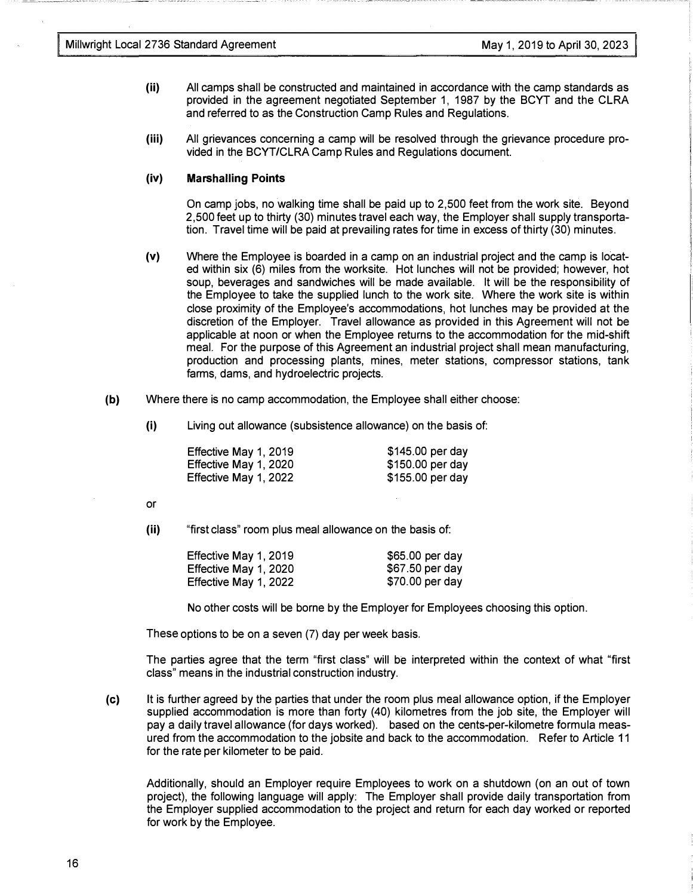**(ii)** All camps shall be constructed and maintained in accordance with the camp standards as provided in the agreement negotiated September 1, 1987 by the BCYT and the CLRA and referred to as the Construction Camp Rules and Regulations.

**(iii)** All grievances concerning a camp will be resolved through the grievance procedure provided in the BCYT/CLRA Camp Rules and Regulations document.

**(iv) Marshalling Points**

On camp jobs, no walking time shall be paid up to 2,500 feet from the work site. Beyond 2,500 feet up to thirty (30) minutes travel each way, the Employer shall supply transportation. Travel time will be paid at prevailing rates for time in excess of thirty (30) minutes.

**(v)** Where the Employee is boarded in a camp on an industrial project and the camp is located within six (6) miles from the worksite. Hot lunches will not be provided; however, hot soup, beverages and sandwiches will be made available. It will be the responsibility of the Employee to take the supplied lunch to the work site. Where the work site is within close proximity of the Employee's accommodations, hot lunches may be provided at the discretion of the Employer. Travel allowance as provided in this Agreement will not be applicable at noon or when the Employee returns to the accommodation for the mid-shift meal. For the purpose of this Agreement an industrial project shall mean manufacturing, production and processing plants, mines, meter stations, compressor stations, tank farms, dams, and hydroelectric projects.

**(b)** Where there is no camp accommodation, the Employee shall either choose:

**(i)** Living out allowance (subsistence allowance) on the basis of:

| | |
|---|---|
| Effective May 1, 2019 | $145.00 per day |
| Effective May 1, 2020 | $150.00 per day |
| Effective May 1, 2022 | $155.00 per day |

or

**(ii)** "first class" room plus meal allowance on the basis of:

| | |
|---|---|
| Effective May 1, 2019 | $65.00 per day |
| Effective May 1, 2020 | $67.50 per day |
| Effective May 1, 2022 | $70.00 per day |

No other costs will be borne by the Employer for Employees choosing this option.

These options to be on a seven (7) day per week basis.

The parties agree that the term "first class" will be interpreted within the context of what "first class" means in the industrial construction industry.

**(c)** It is further agreed by the parties that under the room plus meal allowance option, if the Employer supplied accommodation is more than forty (40) kilometres from the job site, the Employer will pay a daily travel allowance (for days worked). based on the cents-per-kilometre formula measured from the accommodation to the jobsite and back to the accommodation. Refer to Article 11 for the rate per kilometer to be paid.

Additionally, should an Employer require Employees to work on a shutdown (on an out of town project), the following language will apply: The Employer shall provide daily transportation from the Employer supplied accommodation to the project and return for each day worked or reported for work by the Employee.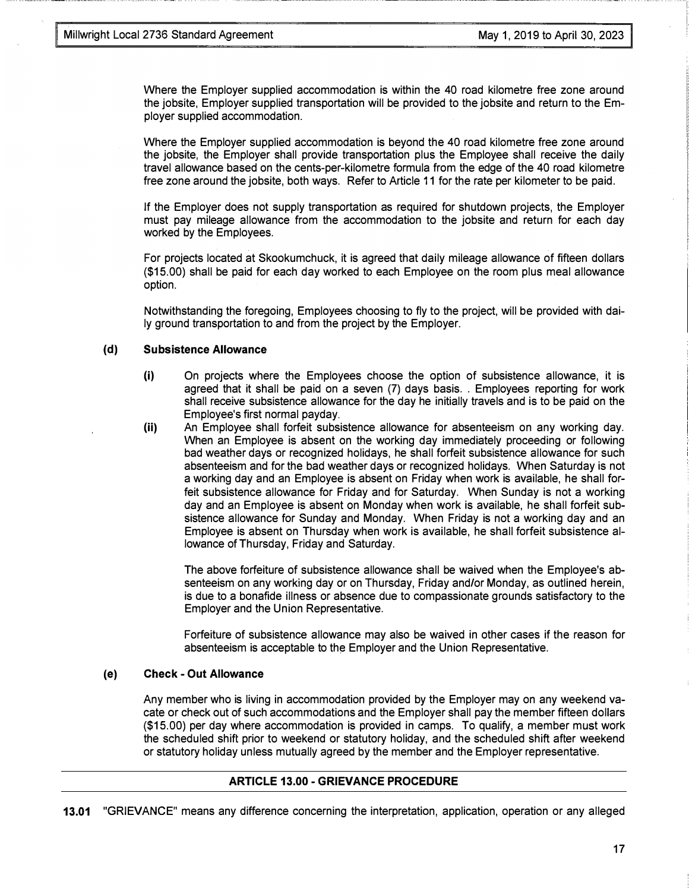Where the Employer supplied accommodation is within the 40 road kilometre free zone around the jobsite, Employer supplied transportation will be provided to the jobsite and return to the Employer supplied accommodation.

Where the Employer supplied accommodation is beyond the 40 road kilometre free zone around the jobsite, the Employer shall provide transportation plus the Employee shall receive the daily travel allowance based on the cents-per-kilometre formula from the edge of the 40 road kilometre free zone around the jobsite, both ways. Refer to Article 11 for the rate per kilometer to be paid.

If the Employer does not supply transportation as required for shutdown projects, the Employer must pay mileage allowance from the accommodation to the jobsite and return for each day worked by the Employees.

For projects located at Skookumchuck, it is agreed that daily mileage allowance of fifteen dollars ($15.00) shall be paid for each day worked to each Employee on the room plus meal allowance option.

Notwithstanding the foregoing, Employees choosing to fly to the project, will be provided with daily ground transportation to and from the project by the Employer.

**(d) Subsistence Allowance**

**(i)** On projects where the Employees choose the option of subsistence allowance, it is agreed that it shall be paid on a seven (7) days basis. . Employees reporting for work shall receive subsistence allowance for the day he initially travels and is to be paid on the Employee's first normal payday.

**(ii)** An Employee shall forfeit subsistence allowance for absenteeism on any working day. When an Employee is absent on the working day immediately proceeding or following bad weather days or recognized holidays, he shall forfeit subsistence allowance for such absenteeism and for the bad weather days or recognized holidays. When Saturday is not a working day and an Employee is absent on Friday when work is available, he shall forfeit subsistence allowance for Friday and for Saturday. When Sunday is not a working day and an Employee is absent on Monday when work is available, he shall forfeit subsistence allowance for Sunday and Monday. When Friday is not a working day and an Employee is absent on Thursday when work is available, he shall forfeit subsistence allowance of Thursday, Friday and Saturday.

The above forfeiture of subsistence allowance shall be waived when the Employee's absenteeism on any working day or on Thursday, Friday and/or Monday, as outlined herein, is due to a bonafide illness or absence due to compassionate grounds satisfactory to the Employer and the Union Representative.

Forfeiture of subsistence allowance may also be waived in other cases if the reason for absenteeism is acceptable to the Employer and the Union Representative.

**(e) Check - Out Allowance**

Any member who is living in accommodation provided by the Employer may on any weekend vacate or check out of such accommodations and the Employer shall pay the member fifteen dollars ($15.00) per day where accommodation is provided in camps. To qualify, a member must work the scheduled shift prior to weekend or statutory holiday, and the scheduled shift after weekend or statutory holiday unless mutually agreed by the member and the Employer representative.

## ARTICLE 13.00 - GRIEVANCE PROCEDURE

**13.01** "GRIEVANCE" means any difference concerning the interpretation, application, operation or any alleged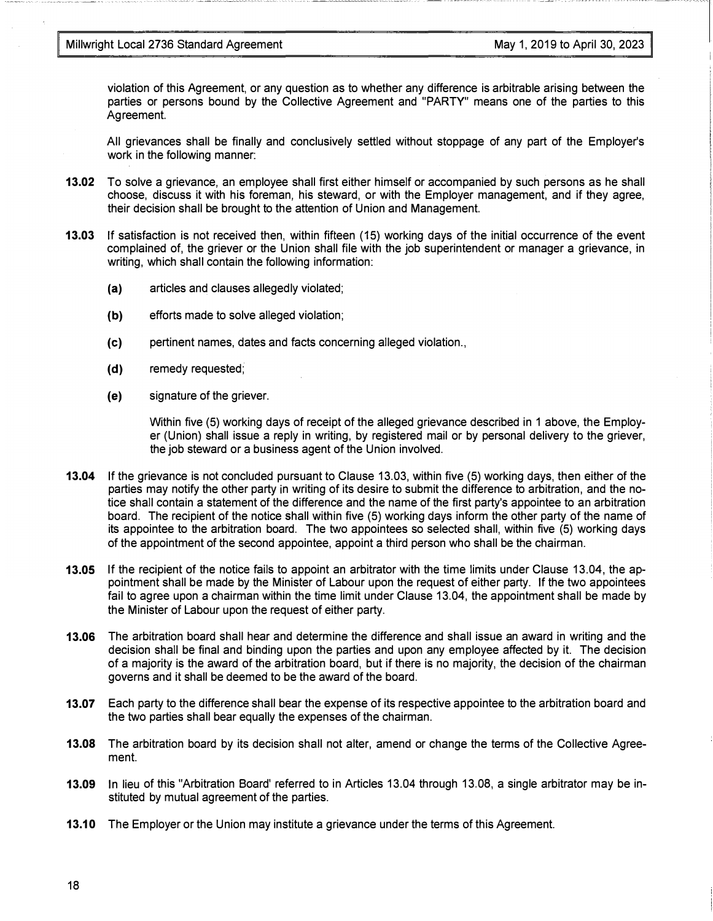violation of this Agreement, or any question as to whether any difference is arbitrable arising between the parties or persons bound by the Collective Agreement and "PARTY" means one of the parties to this Agreement.

All grievances shall be finally and conclusively settled without stoppage of any part of the Employer's work in the following manner:

**13.02** To solve a grievance, an employee shall first either himself or accompanied by such persons as he shall choose, discuss it with his foreman, his steward, or with the Employer management, and if they agree, their decision shall be brought to the attention of Union and Management.

**13.03** If satisfaction is not received then, within fifteen (15) working days of the initial occurrence of the event complained of, the griever or the Union shall file with the job superintendent or manager a grievance, in writing, which shall contain the following information:

**(a)** articles and clauses allegedly violated;

**(b)** efforts made to solve alleged violation;

**(c)** pertinent names, dates and facts concerning alleged violation.,

**(d)** remedy requested;

**(e)** signature of the griever.

Within five (5) working days of receipt of the alleged grievance described in 1 above, the Employer (Union) shall issue a reply in writing, by registered mail or by personal delivery to the griever, the job steward or a business agent of the Union involved.

**13.04** If the grievance is not concluded pursuant to Clause 13.03, within five (5) working days, then either of the parties may notify the other party in writing of its desire to submit the difference to arbitration, and the notice shall contain a statement of the difference and the name of the first party's appointee to an arbitration board. The recipient of the notice shall within five (5) working days inform the other party of the name of its appointee to the arbitration board. The two appointees so selected shall, within five (5) working days of the appointment of the second appointee, appoint a third person who shall be the chairman.

**13.05** If the recipient of the notice fails to appoint an arbitrator with the time limits under Clause 13.04, the appointment shall be made by the Minister of Labour upon the request of either party. If the two appointees fail to agree upon a chairman within the time limit under Clause 13.04, the appointment shall be made by the Minister of Labour upon the request of either party.

**13.06** The arbitration board shall hear and determine the difference and shall issue an award in writing and the decision shall be final and binding upon the parties and upon any employee affected by it. The decision of a majority is the award of the arbitration board, but if there is no majority, the decision of the chairman governs and it shall be deemed to be the award of the board.

**13.07** Each party to the difference shall bear the expense of its respective appointee to the arbitration board and the two parties shall bear equally the expenses of the chairman.

**13.08** The arbitration board by its decision shall not alter, amend or change the terms of the Collective Agreement.

**13.09** In lieu of this "Arbitration Board' referred to in Articles 13.04 through 13.08, a single arbitrator may be instituted by mutual agreement of the parties.

**13.10** The Employer or the Union may institute a grievance under the terms of this Agreement.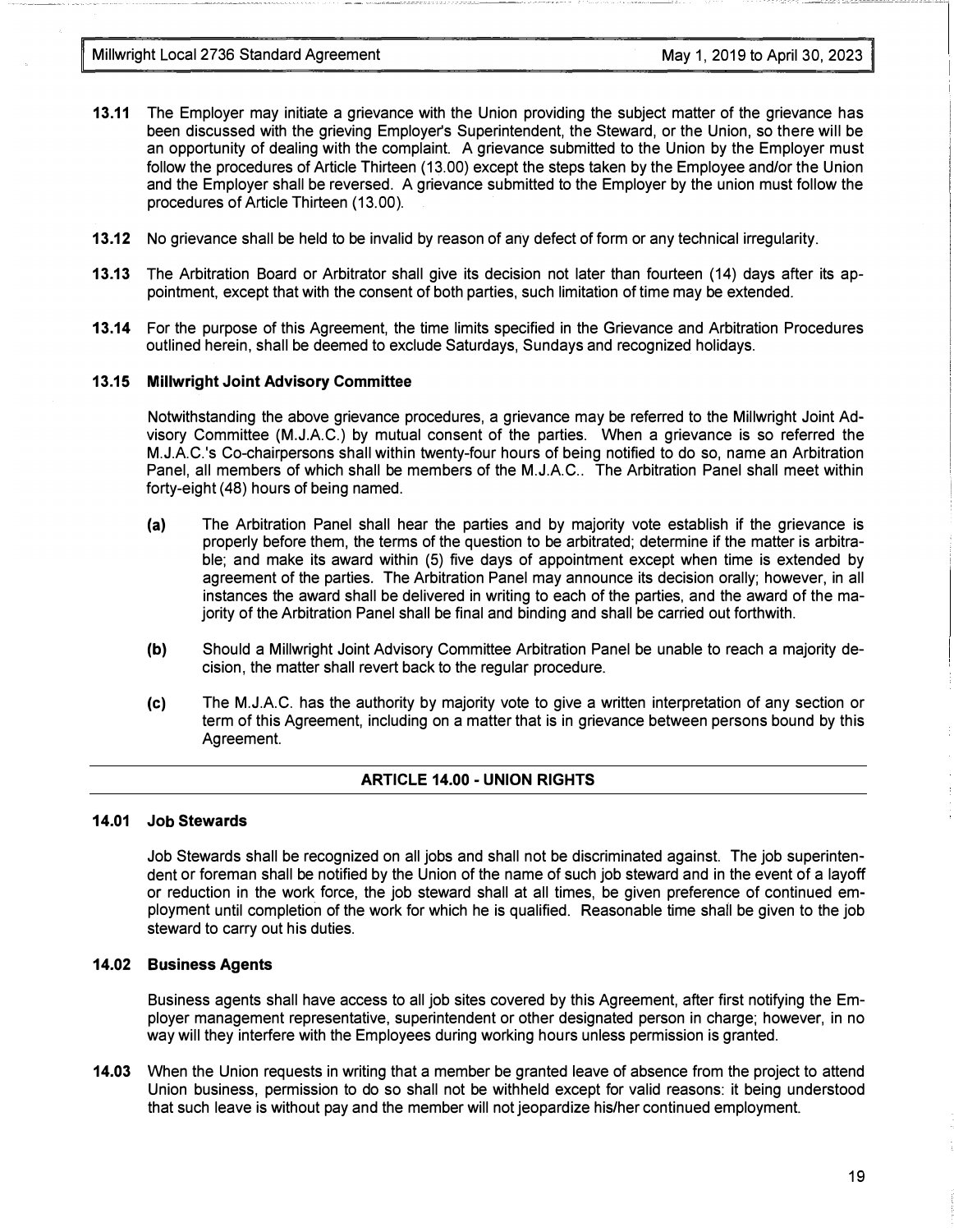**13.11** The Employer may initiate a grievance with the Union providing the subject matter of the grievance has been discussed with the grieving Employer's Superintendent, the Steward, or the Union, so there will be an opportunity of dealing with the complaint. A grievance submitted to the Union by the Employer must follow the procedures of Article Thirteen (13.00) except the steps taken by the Employee and/or the Union and the Employer shall be reversed. A grievance submitted to the Employer by the union must follow the procedures of Article Thirteen (13.00).

**13.12** No grievance shall be held to be invalid by reason of any defect of form or any technical irregularity.

**13.13** The Arbitration Board or Arbitrator shall give its decision not later than fourteen (14) days after its appointment, except that with the consent of both parties, such limitation of time may be extended.

**13.14** For the purpose of this Agreement, the time limits specified in the Grievance and Arbitration Procedures outlined herein, shall be deemed to exclude Saturdays, Sundays and recognized holidays.

**13.15 Millwright Joint Advisory Committee**

Notwithstanding the above grievance procedures, a grievance may be referred to the Millwright Joint Advisory Committee (M.J.A.C.) by mutual consent of the parties. When a grievance is so referred the M.J.A.C.'s Co-chairpersons shall within twenty-four hours of being notified to do so, name an Arbitration Panel, all members of which shall be members of the M.J.A.C.. The Arbitration Panel shall meet within forty-eight (48) hours of being named.

**(a)** The Arbitration Panel shall hear the parties and by majority vote establish if the grievance is properly before them, the terms of the question to be arbitrated; determine if the matter is arbitrable; and make its award within (5) five days of appointment except when time is extended by agreement of the parties. The Arbitration Panel may announce its decision orally; however, in all instances the award shall be delivered in writing to each of the parties, and the award of the majority of the Arbitration Panel shall be final and binding and shall be carried out forthwith.

**(b)** Should a Millwright Joint Advisory Committee Arbitration Panel be unable to reach a majority decision, the matter shall revert back to the regular procedure.

**(c)** The M.J.A.C. has the authority by majority vote to give a written interpretation of any section or term of this Agreement, including on a matter that is in grievance between persons bound by this Agreement.

## ARTICLE 14.00 - UNION RIGHTS

**14.01 Job Stewards**

Job Stewards shall be recognized on all jobs and shall not be discriminated against. The job superintendent or foreman shall be notified by the Union of the name of such job steward and in the event of a layoff or reduction in the work force, the job steward shall at all times, be given preference of continued employment until completion of the work for which he is qualified. Reasonable time shall be given to the job steward to carry out his duties.

**14.02 Business Agents**

Business agents shall have access to all job sites covered by this Agreement, after first notifying the Employer management representative, superintendent or other designated person in charge; however, in no way will they interfere with the Employees during working hours unless permission is granted.

**14.03** When the Union requests in writing that a member be granted leave of absence from the project to attend Union business, permission to do so shall not be withheld except for valid reasons: it being understood that such leave is without pay and the member will not jeopardize his/her continued employment.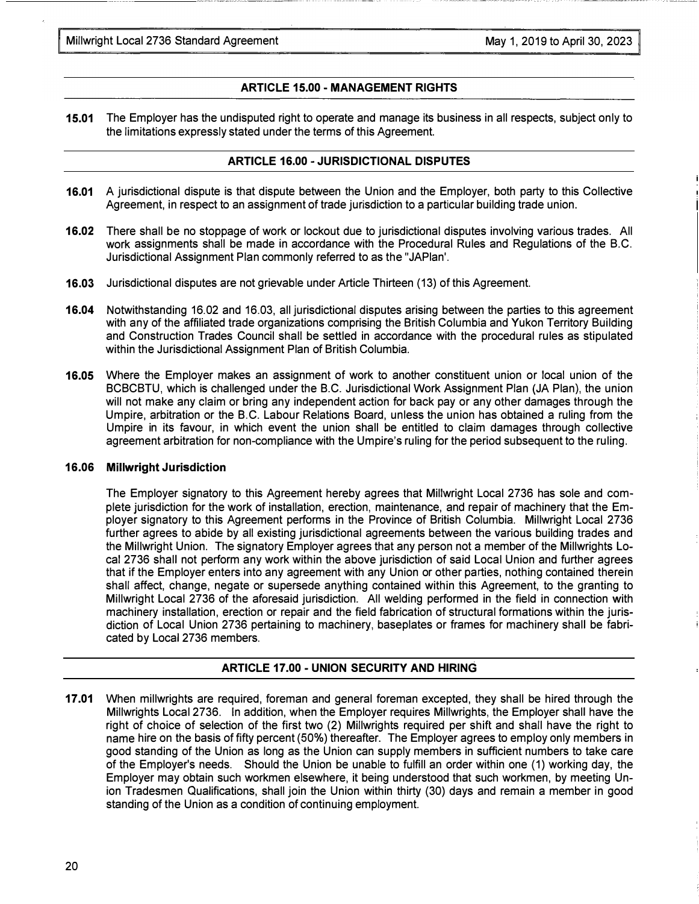## ARTICLE 15.00 - MANAGEMENT RIGHTS

**15.01** The Employer has the undisputed right to operate and manage its business in all respects, subject only to the limitations expressly stated under the terms of this Agreement.

## ARTICLE 16.00 - JURISDICTIONAL DISPUTES

**16.01** A jurisdictional dispute is that dispute between the Union and the Employer, both party to this Collective Agreement, in respect to an assignment of trade jurisdiction to a particular building trade union.

**16.02** There shall be no stoppage of work or lockout due to jurisdictional disputes involving various trades. All work assignments shall be made in accordance with the Procedural Rules and Regulations of the B.C. Jurisdictional Assignment Plan commonly referred to as the "JAPlan'.

**16.03** Jurisdictional disputes are not grievable under Article Thirteen (13) of this Agreement.

**16.04** Notwithstanding 16.02 and 16.03, all jurisdictional disputes arising between the parties to this agreement with any of the affiliated trade organizations comprising the British Columbia and Yukon Territory Building and Construction Trades Council shall be settled in accordance with the procedural rules as stipulated within the Jurisdictional Assignment Plan of British Columbia.

**16.05** Where the Employer makes an assignment of work to another constituent union or local union of the BCBCBTU, which is challenged under the B.C. Jurisdictional Work Assignment Plan (JA Plan), the union will not make any claim or bring any independent action for back pay or any other damages through the Umpire, arbitration or the B.C. Labour Relations Board, unless the union has obtained a ruling from the Umpire in its favour, in which event the union shall be entitled to claim damages through collective agreement arbitration for non-compliance with the Umpire's ruling for the period subsequent to the ruling.

**16.06 Millwright Jurisdiction**

The Employer signatory to this Agreement hereby agrees that Millwright Local 2736 has sole and complete jurisdiction for the work of installation, erection, maintenance, and repair of machinery that the Employer signatory to this Agreement performs in the Province of British Columbia. Millwright Local 2736 further agrees to abide by all existing jurisdictional agreements between the various building trades and the Millwright Union. The signatory Employer agrees that any person not a member of the Millwrights Local 2736 shall not perform any work within the above jurisdiction of said Local Union and further agrees that if the Employer enters into any agreement with any Union or other parties, nothing contained therein shall affect, change, negate or supersede anything contained within this Agreement, to the granting to Millwright Local 2736 of the aforesaid jurisdiction. All welding performed in the field in connection with machinery installation, erection or repair and the field fabrication of structural formations within the jurisdiction of Local Union 2736 pertaining to machinery, baseplates or frames for machinery shall be fabricated by Local 2736 members.

## ARTICLE 17.00 - UNION SECURITY AND HIRING

**17.01** When millwrights are required, foreman and general foreman excepted, they shall be hired through the Millwrights Local 2736. In addition, when the Employer requires Millwrights, the Employer shall have the right of choice of selection of the first two (2) Millwrights required per shift and shall have the right to name hire on the basis of fifty percent (50%) thereafter. The Employer agrees to employ only members in good standing of the Union as long as the Union can supply members in sufficient numbers to take care of the Employer's needs. Should the Union be unable to fulfill an order within one (1) working day, the Employer may obtain such workmen elsewhere, it being understood that such workmen, by meeting Union Tradesmen Qualifications, shall join the Union within thirty (30) days and remain a member in good standing of the Union as a condition of continuing employment.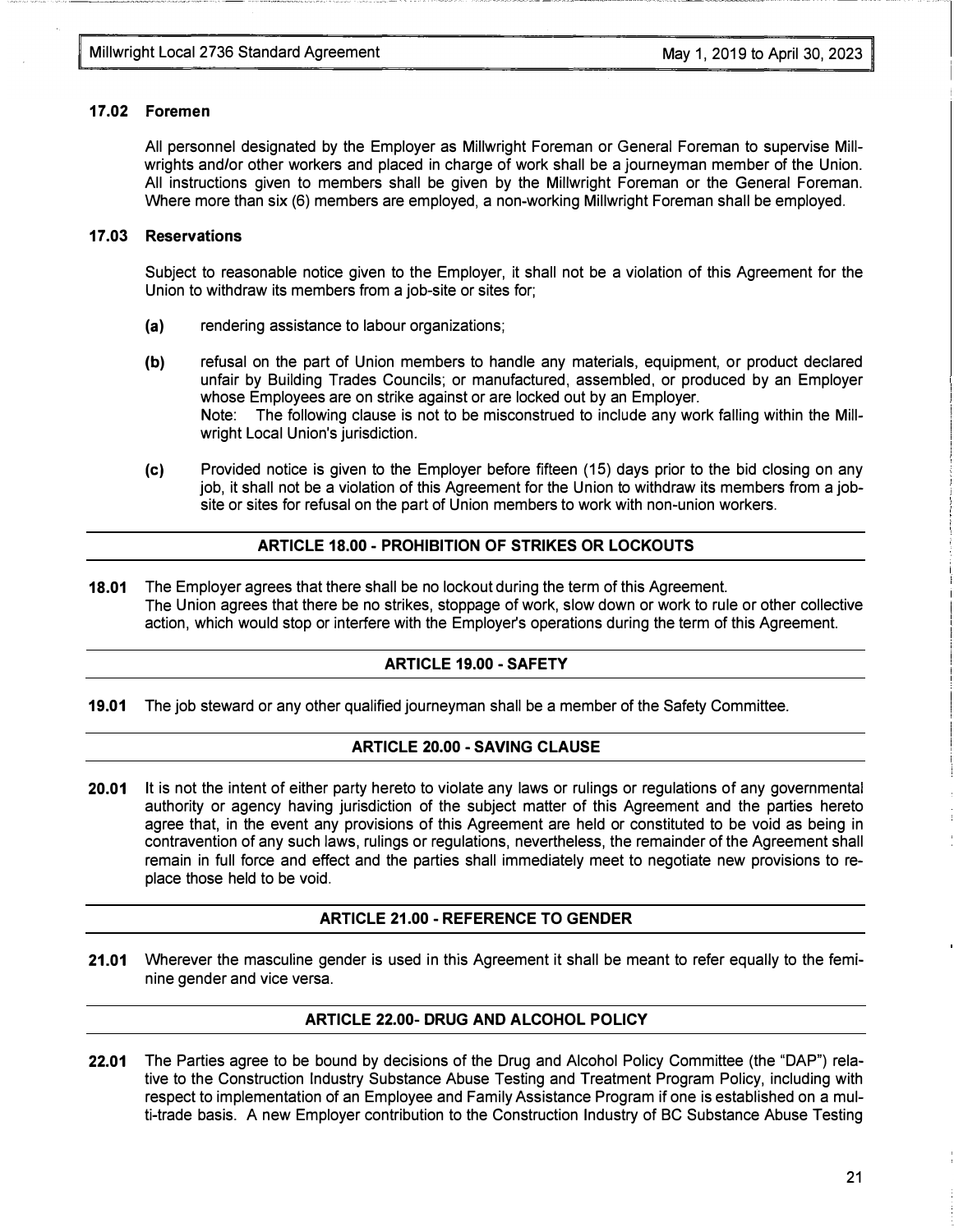### 17.02 Foremen

All personnel designated by the Employer as Millwright Foreman or General Foreman to supervise Millwrights and/or other workers and placed in charge of work shall be a journeyman member of the Union. All instructions given to members shall be given by the Millwright Foreman or the General Foreman. Where more than six (6) members are employed, a non-working Millwright Foreman shall be employed.

### 17.03 Reservations

Subject to reasonable notice given to the Employer, it shall not be a violation of this Agreement for the Union to withdraw its members from a job-site or sites for;

**(a)** rendering assistance to labour organizations;

**(b)** refusal on the part of Union members to handle any materials, equipment, or product declared unfair by Building Trades Councils; or manufactured, assembled, or produced by an Employer whose Employees are on strike against or are locked out by an Employer.
Note: The following clause is not to be misconstrued to include any work falling within the Millwright Local Union's jurisdiction.

**(c)** Provided notice is given to the Employer before fifteen (15) days prior to the bid closing on any job, it shall not be a violation of this Agreement for the Union to withdraw its members from a job-site or sites for refusal on the part of Union members to work with non-union workers.

## ARTICLE 18.00 - PROHIBITION OF STRIKES OR LOCKOUTS

**18.01** The Employer agrees that there shall be no lockout during the term of this Agreement.
The Union agrees that there be no strikes, stoppage of work, slow down or work to rule or other collective action, which would stop or interfere with the Employer's operations during the term of this Agreement.

## ARTICLE 19.00 - SAFETY

**19.01** The job steward or any other qualified journeyman shall be a member of the Safety Committee.

## ARTICLE 20.00 - SAVING CLAUSE

**20.01** It is not the intent of either party hereto to violate any laws or rulings or regulations of any governmental authority or agency having jurisdiction of the subject matter of this Agreement and the parties hereto agree that, in the event any provisions of this Agreement are held or constituted to be void as being in contravention of any such laws, rulings or regulations, nevertheless, the remainder of the Agreement shall remain in full force and effect and the parties shall immediately meet to negotiate new provisions to replace those held to be void.

## ARTICLE 21.00 - REFERENCE TO GENDER

**21.01** Wherever the masculine gender is used in this Agreement it shall be meant to refer equally to the feminine gender and vice versa.

## ARTICLE 22.00- DRUG AND ALCOHOL POLICY

**22.01** The Parties agree to be bound by decisions of the Drug and Alcohol Policy Committee (the "DAP") relative to the Construction Industry Substance Abuse Testing and Treatment Program Policy, including with respect to implementation of an Employee and Family Assistance Program if one is established on a multi-trade basis. A new Employer contribution to the Construction Industry of BC Substance Abuse Testing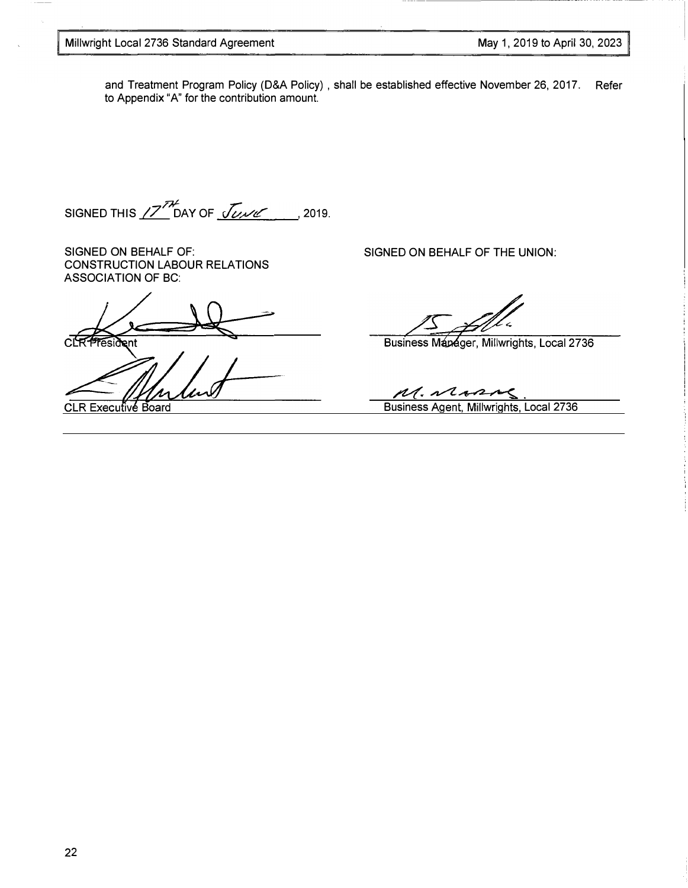and Treatment Program Policy (D&A Policy) , shall be established effective November 26, 2017. Refer to Appendix "A" for the contribution amount.

SIGNED THIS 17TH DAY OF June, 2019.

| SIGNED ON BEHALF OF: CONSTRUCTION LABOUR RELATIONS ASSOCIATION OF BC: | SIGNED ON BEHALF OF THE UNION: |
| --- | --- |
| CLR President | Business Manager, Millwrights, Local 2736 |
| CLR Executive Board | Business Agent, Millwrights, Local 2736 |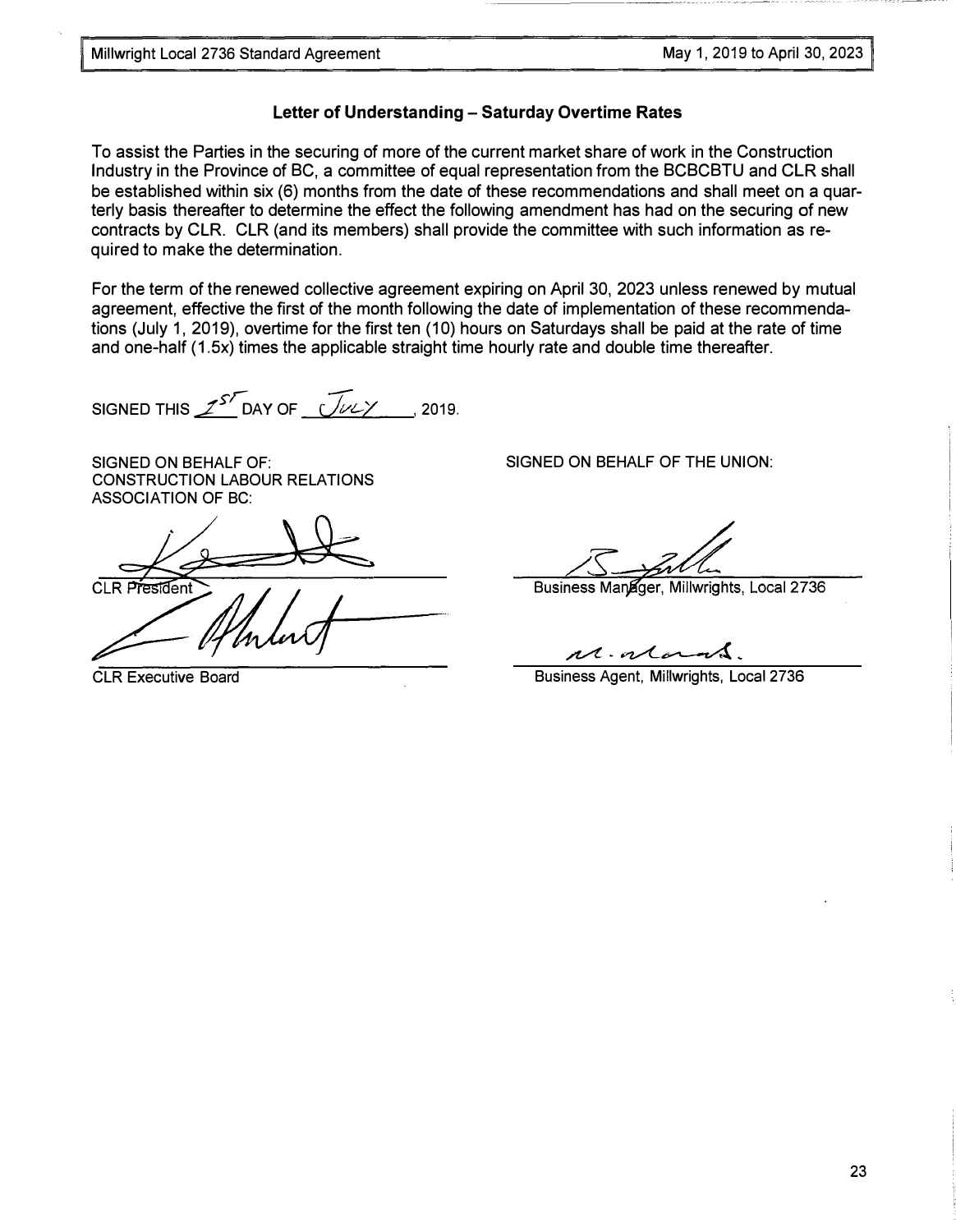## Letter of Understanding – Saturday Overtime Rates

To assist the Parties in the securing of more of the current market share of work in the Construction Industry in the Province of BC, a committee of equal representation from the BCBCBTU and CLR shall be established within six (6) months from the date of these recommendations and shall meet on a quarterly basis thereafter to determine the effect the following amendment has had on the securing of new contracts by CLR. CLR (and its members) shall provide the committee with such information as required to make the determination.

For the term of the renewed collective agreement expiring on April 30, 2023 unless renewed by mutual agreement, effective the first of the month following the date of implementation of these recommendations (July 1, 2019), overtime for the first ten (10) hours on Saturdays shall be paid at the rate of time and one-half (1.5x) times the applicable straight time hourly rate and double time thereafter.

SIGNED THIS 1st DAY OF July, 2019.

SIGNED ON BEHALF OF:
CONSTRUCTION LABOUR RELATIONS ASSOCIATION OF BC:

CLR President

CLR Executive Board

SIGNED ON BEHALF OF THE UNION:

Business Manager, Millwrights, Local 2736

Business Agent, Millwrights, Local 2736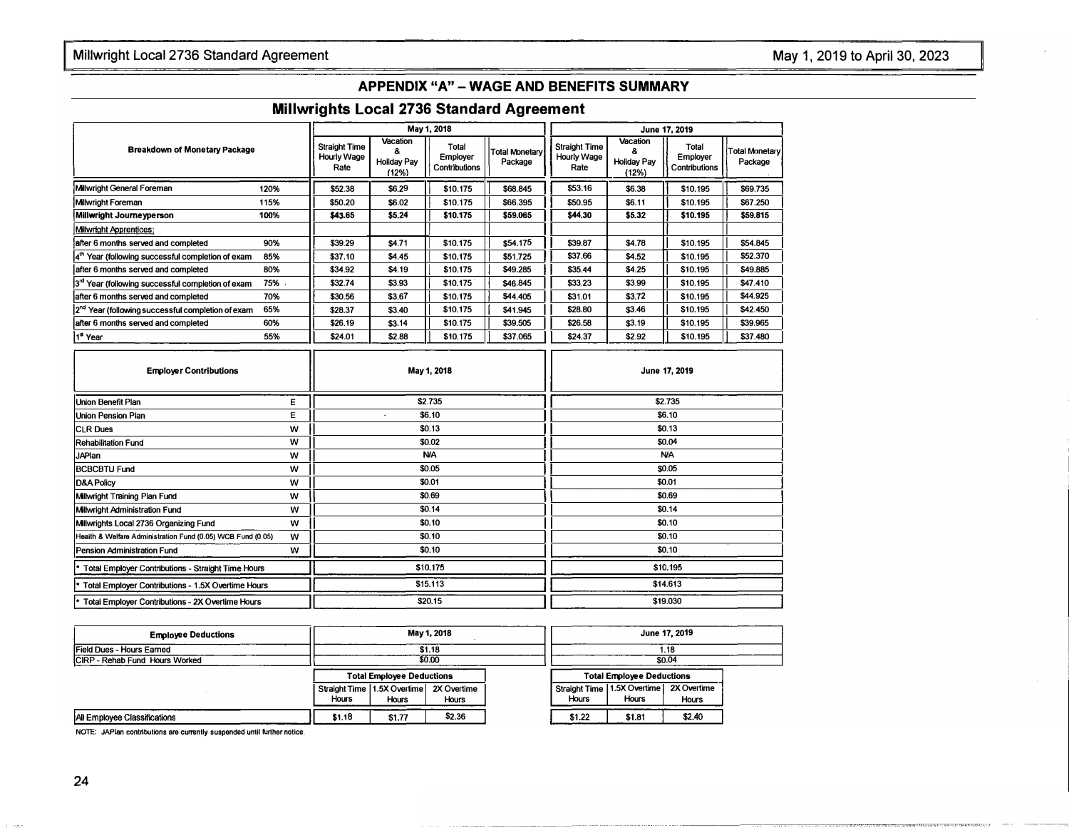## APPENDIX "A" – WAGE AND BENEFITS SUMMARY

### Millwrights Local 2736 Standard Agreement

| Breakdown of Monetary Package | | May 1, 2018 | | | | June 17, 2019 | | | |
|---|---|---|---|---|---|---|---|---|---|
| | | Straight Time Hourly Wage Rate | Vacation & Holiday Pay (12%) | Total Employer Contributions | Total Monetary Package | Straight Time Hourly Wage Rate | Vacation & Holiday Pay (12%) | Total Employer Contributions | Total Monetary Package |
| Millwright General Foreman | 120% | $52.38 | $6.29 | $10.175 | $68.845 | $53.16 | $6.38 | $10.195 | $69.735 |
| Millwright Foreman | 115% | $50.20 | $6.02 | $10.175 | $66.395 | $50.95 | $6.11 | $10.195 | $67.250 |
| **Millwright Journeyperson** | **100%** | **$43.65** | **$5.24** | **$10.175** | **$59.065** | **$44.30** | **$5.32** | **$10.195** | **$59.815** |
| Millwright Apprentices: | | | | | | | | | |
| after 6 months served and completed | 90% | $39.29 | $4.71 | $10.175 | $54.175 | $39.87 | $4.78 | $10.195 | $54.845 |
| 4th Year (following successful completion of exam | 85% | $37.10 | $4.45 | $10.175 | $51.725 | $37.66 | $4.52 | $10.195 | $52.370 |
| after 6 months served and completed | 80% | $34.92 | $4.19 | $10.175 | $49.285 | $35.44 | $4.25 | $10.195 | $49.885 |
| 3rd Year (following successful completion of exam | 75% | $32.74 | $3.93 | $10.175 | $46.845 | $33.23 | $3.99 | $10.195 | $47.410 |
| after 6 months served and completed | 70% | $30.56 | $3.67 | $10.175 | $44.405 | $31.01 | $3.72 | $10.195 | $44.925 |
| 2nd Year (following successful completion of exam | 65% | $28.37 | $3.40 | $10.175 | $41.945 | $28.80 | $3.46 | $10.195 | $42.450 |
| after 6 months served and completed | 60% | $26.19 | $3.14 | $10.175 | $39.505 | $26.58 | $3.19 | $10.195 | $39.965 |
| 1st Year | 55% | $24.01 | $2.88 | $10.175 | $37.065 | $24.37 | $2.92 | $10.195 | $37.480 |

| Employer Contributions | | May 1, 2018 | June 17, 2019 |
|---|---|---|---|
| Union Benefit Plan | E | $2.735 | $2.735 |
| Union Pension Plan | E | $6.10 | $6.10 |
| CLR Dues | W | $0.13 | $0.13 |
| Rehabilitation Fund | W | $0.02 | $0.04 |
| JAPlan | W | N/A | N/A |
| BCBCBTU Fund | W | $0.05 | $0.05 |
| D&A Policy | W | $0.01 | $0.01 |
| Millwright Training Plan Fund | W | $0.69 | $0.69 |
| Millwright Administration Fund | W | $0.14 | $0.14 |
| Millwrights Local 2736 Organizing Fund | W | $0.10 | $0.10 |
| Health & Welfare Administration Fund (0.05) WCB Fund (0.05) | W | $0.10 | $0.10 |
| Pension Administration Fund | W | $0.10 | $0.10 |
| * Total Employer Contributions - Straight Time Hours | | $10.175 | $10.195 |
| * Total Employer Contributions - 1.5X Overtime Hours | | $15.113 | $14.613 |
| * Total Employer Contributions - 2X Overtime Hours | | $20.15 | $19.030 |

| Employee Deductions | May 1, 2018 | June 17, 2019 |
|---|---|---|
| Field Dues - Hours Earned | $1.18 | 1.18 |
| CIRP - Rehab Fund Hours Worked | $0.00 | $0.04 |

| | Total Employee Deductions (May 1, 2018) | | | Total Employee Deductions (June 17, 2019) | | |
|---|---|---|---|---|---|---|
| | Straight Time Hours | 1.5X Overtime Hours | 2X Overtime Hours | Straight Time Hours | 1.5X Overtime Hours | 2X Overtime Hours |
| All Employee Classifications | $1.18 | $1.77 | $2.36 | $1.22 | $1.81 | $2.40 |

NOTE: JAPlan contributions are currently suspended until further notice.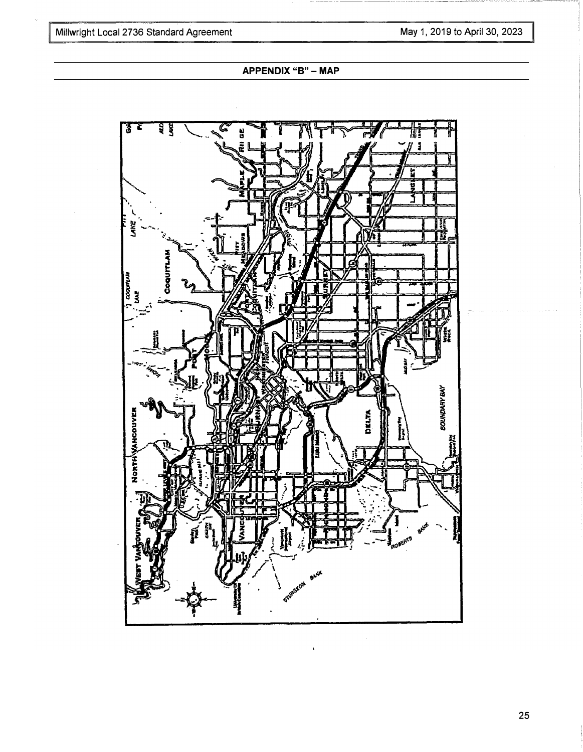## APPENDIX "B" – MAP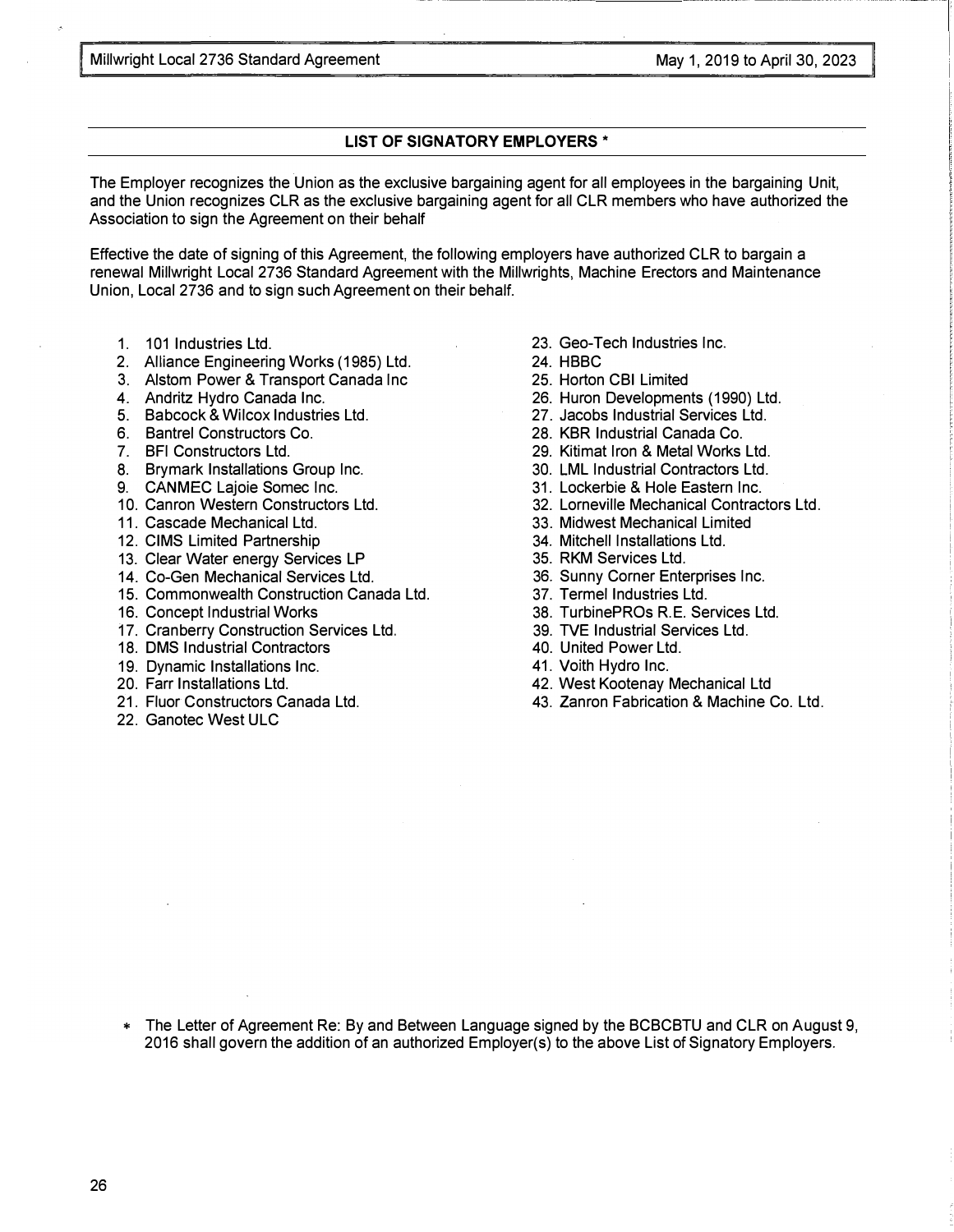## LIST OF SIGNATORY EMPLOYERS *

The Employer recognizes the Union as the exclusive bargaining agent for all employees in the bargaining Unit, and the Union recognizes CLR as the exclusive bargaining agent for all CLR members who have authorized the Association to sign the Agreement on their behalf

Effective the date of signing of this Agreement, the following employers have authorized CLR to bargain a renewal Millwright Local 2736 Standard Agreement with the Millwrights, Machine Erectors and Maintenance Union, Local 2736 and to sign such Agreement on their behalf.

1. 101 Industries Ltd.
2. Alliance Engineering Works (1985) Ltd.
3. Alstom Power & Transport Canada Inc
4. Andritz Hydro Canada Inc.
5. Babcock & Wilcox Industries Ltd.
6. Bantrel Constructors Co.
7. BFI Constructors Ltd.
8. Brymark Installations Group Inc.
9. CANMEC Lajoie Somec Inc.
10. Canron Western Constructors Ltd.
11. Cascade Mechanical Ltd.
12. CIMS Limited Partnership
13. Clear Water energy Services LP
14. Co-Gen Mechanical Services Ltd.
15. Commonwealth Construction Canada Ltd.
16. Concept Industrial Works
17. Cranberry Construction Services Ltd.
18. DMS Industrial Contractors
19. Dynamic Installations Inc.
20. Farr Installations Ltd.
21. Fluor Constructors Canada Ltd.
22. Ganotec West ULC
23. Geo-Tech Industries Inc.
24. HBBC
25. Horton CBI Limited
26. Huron Developments (1990) Ltd.
27. Jacobs Industrial Services Ltd.
28. KBR Industrial Canada Co.
29. Kitimat Iron & Metal Works Ltd.
30. LML Industrial Contractors Ltd.
31. Lockerbie & Hole Eastern Inc.
32. Lorneville Mechanical Contractors Ltd.
33. Midwest Mechanical Limited
34. Mitchell Installations Ltd.
35. RKM Services Ltd.
36. Sunny Corner Enterprises Inc.
37. Termel Industries Ltd.
38. TurbinePROs R.E. Services Ltd.
39. TVE Industrial Services Ltd.
40. United Power Ltd.
41. Voith Hydro Inc.
42. West Kootenay Mechanical Ltd
43. Zanron Fabrication & Machine Co. Ltd.

* The Letter of Agreement Re: By and Between Language signed by the BCBCBTU and CLR on August 9, 2016 shall govern the addition of an authorized Employer(s) to the above List of Signatory Employers.